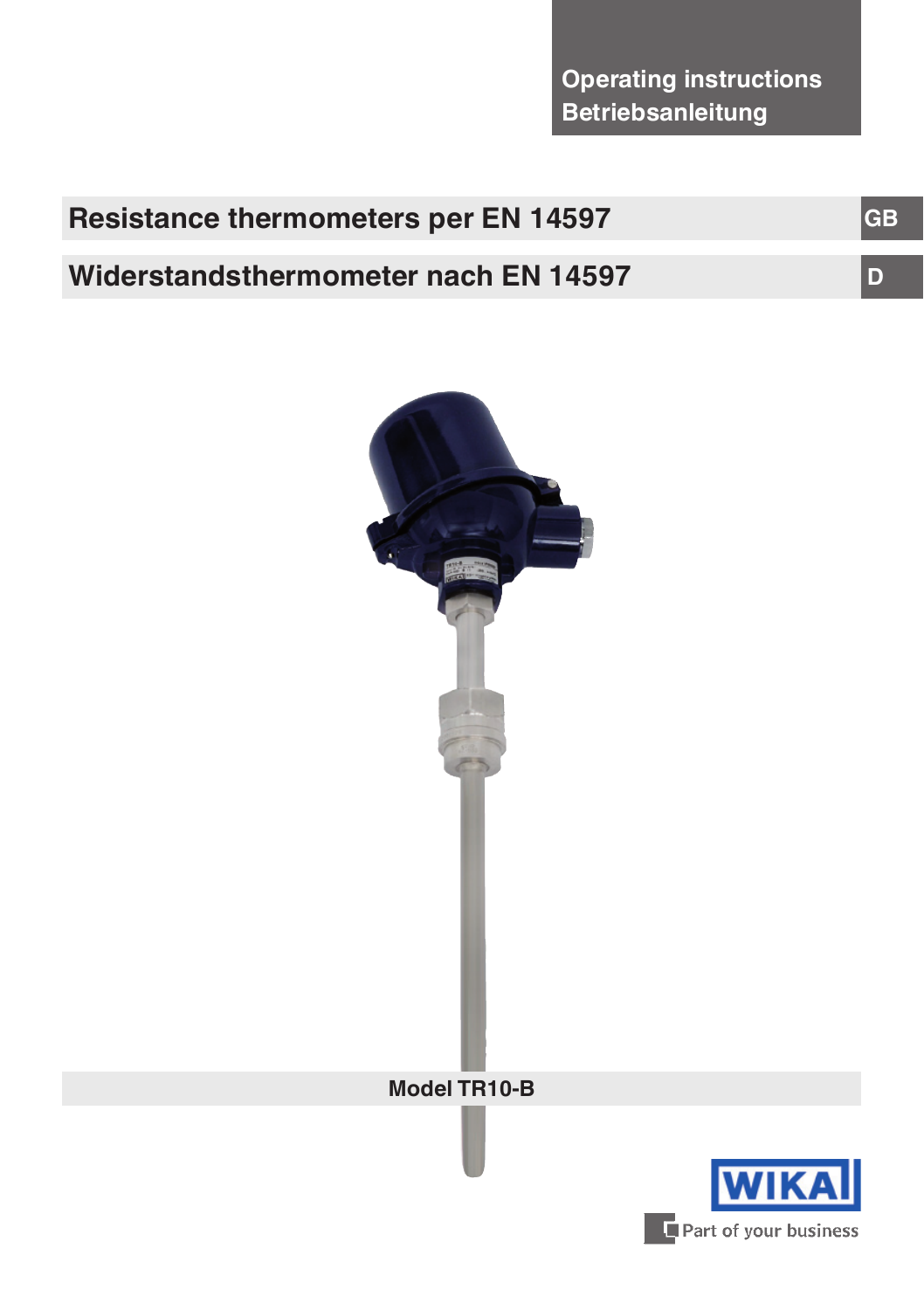Operating instructions
Betriebsanleitung

# Resistance thermometers per EN 14597

GB

# Widerstandsthermometer nach EN 14597

D

Model TR10-B

WIKA

Part of your business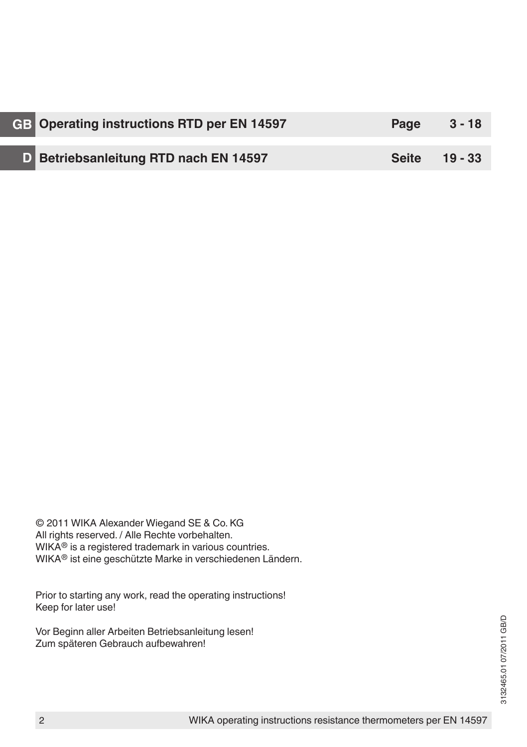| | | | |
|---|---|---|---|
| **GB** | **Operating instructions RTD per EN 14597** | **Page** | **3 - 18** |
| **D** | **Betriebsanleitung RTD nach EN 14597** | **Seite** | **19 - 33** |

© 2011 WIKA Alexander Wiegand SE & Co. KG
All rights reserved. / Alle Rechte vorbehalten.
WIKA® is a registered trademark in various countries.
WIKA® ist eine geschützte Marke in verschiedenen Ländern.

Prior to starting any work, read the operating instructions!
Keep for later use!

Vor Beginn aller Arbeiten Betriebsanleitung lesen!
Zum späteren Gebrauch aufbewahren!

3132465.01 07/2011 GB/D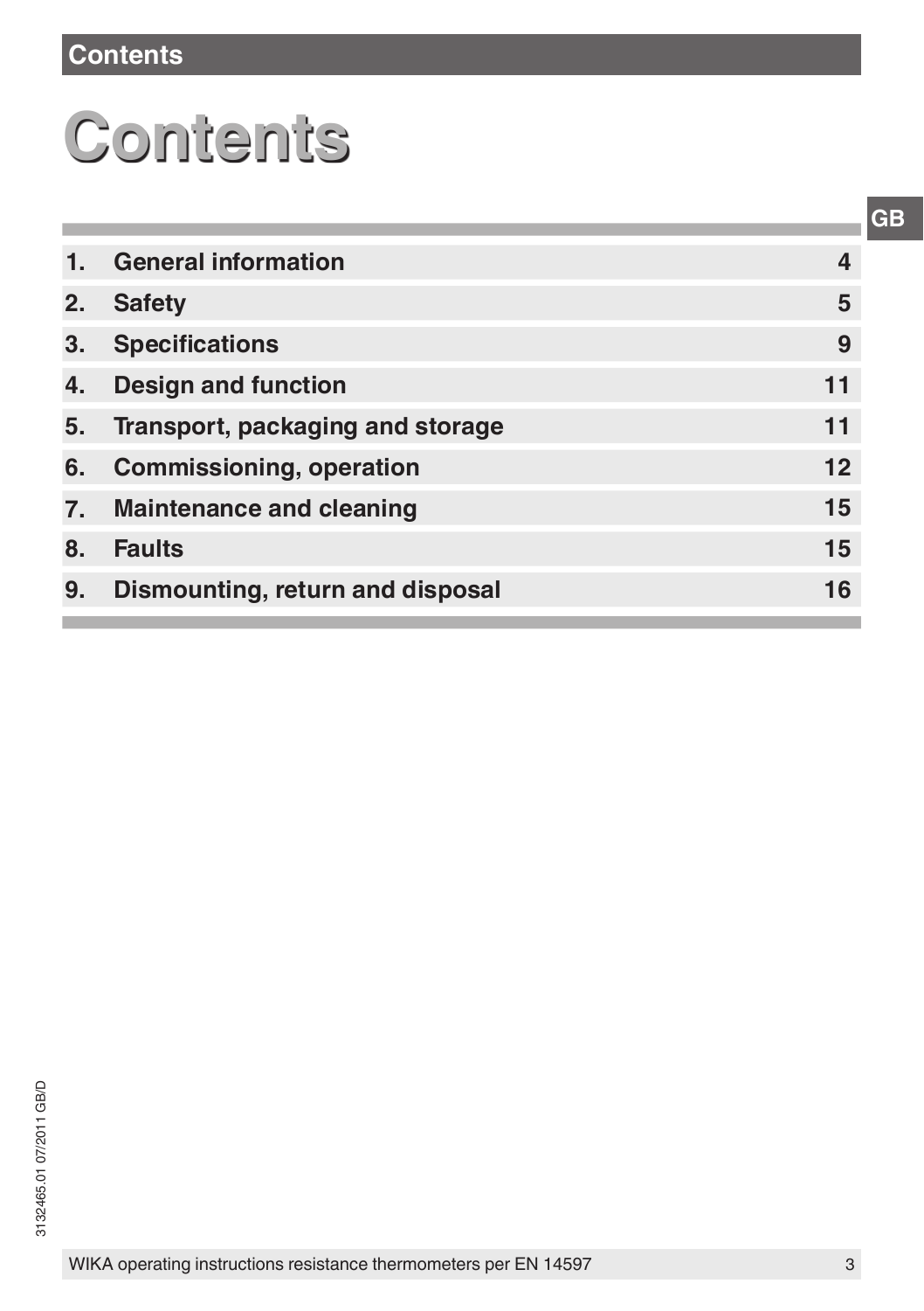# Contents

| | | |
|---|---|---|
| 1. | General information | 4 |
| 2. | Safety | 5 |
| 3. | Specifications | 9 |
| 4. | Design and function | 11 |
| 5. | Transport, packaging and storage | 11 |
| 6. | Commissioning, operation | 12 |
| 7. | Maintenance and cleaning | 15 |
| 8. | Faults | 15 |
| 9. | Dismounting, return and disposal | 16 |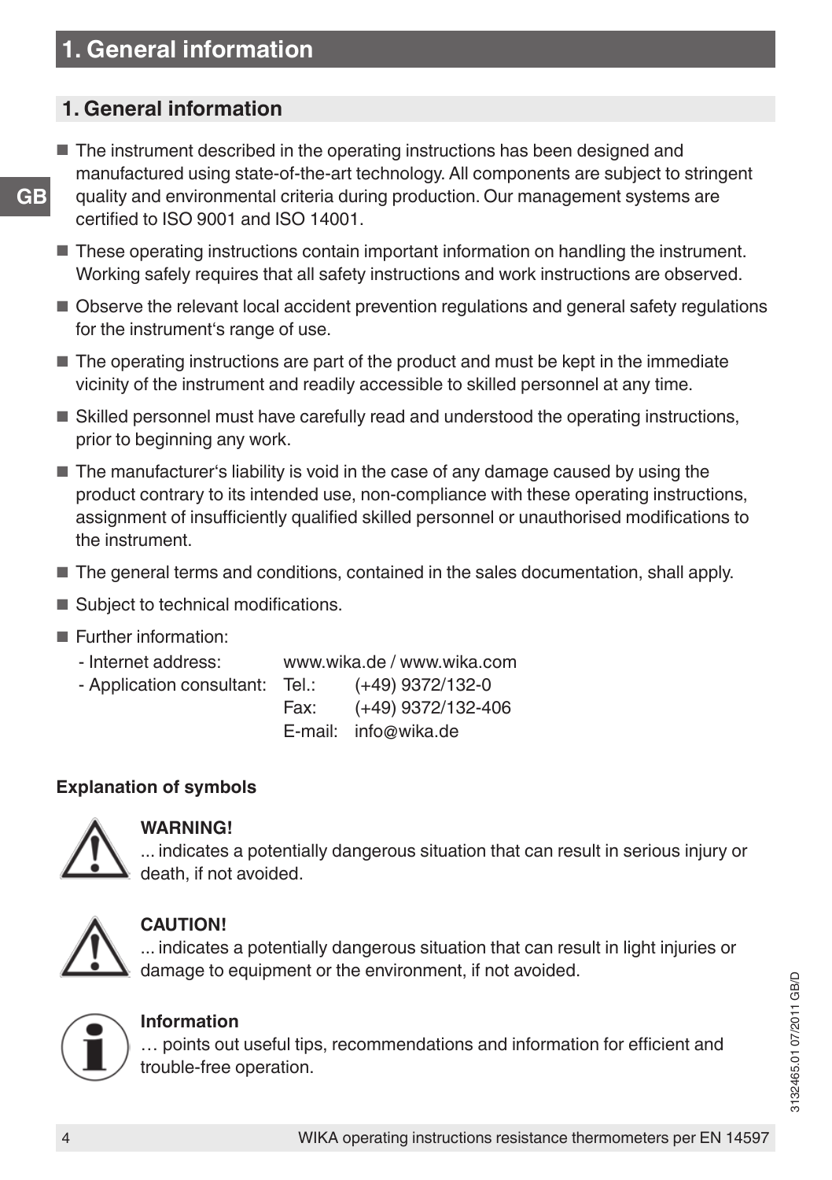# 1. General information

## 1. General information

- The instrument described in the operating instructions has been designed and manufactured using state-of-the-art technology. All components are subject to stringent quality and environmental criteria during production. Our management systems are certified to ISO 9001 and ISO 14001.
- These operating instructions contain important information on handling the instrument. Working safely requires that all safety instructions and work instructions are observed.
- Observe the relevant local accident prevention regulations and general safety regulations for the instrument‘s range of use.
- The operating instructions are part of the product and must be kept in the immediate vicinity of the instrument and readily accessible to skilled personnel at any time.
- Skilled personnel must have carefully read and understood the operating instructions, prior to beginning any work.
- The manufacturer‘s liability is void in the case of any damage caused by using the product contrary to its intended use, non-compliance with these operating instructions, assignment of insufficiently qualified skilled personnel or unauthorised modifications to the instrument.
- The general terms and conditions, contained in the sales documentation, shall apply.
- Subject to technical modifications.
- Further information:
  - Internet address: www.wika.de / www.wika.com
  - Application consultant: Tel.: (+49) 9372/132-0  
    Fax: (+49) 9372/132-406  
    E-mail: info@wika.de

**Explanation of symbols**

**WARNING!**
... indicates a potentially dangerous situation that can result in serious injury or death, if not avoided.

**CAUTION!**
... indicates a potentially dangerous situation that can result in light injuries or damage to equipment or the environment, if not avoided.

**Information**
… points out useful tips, recommendations and information for efficient and trouble-free operation.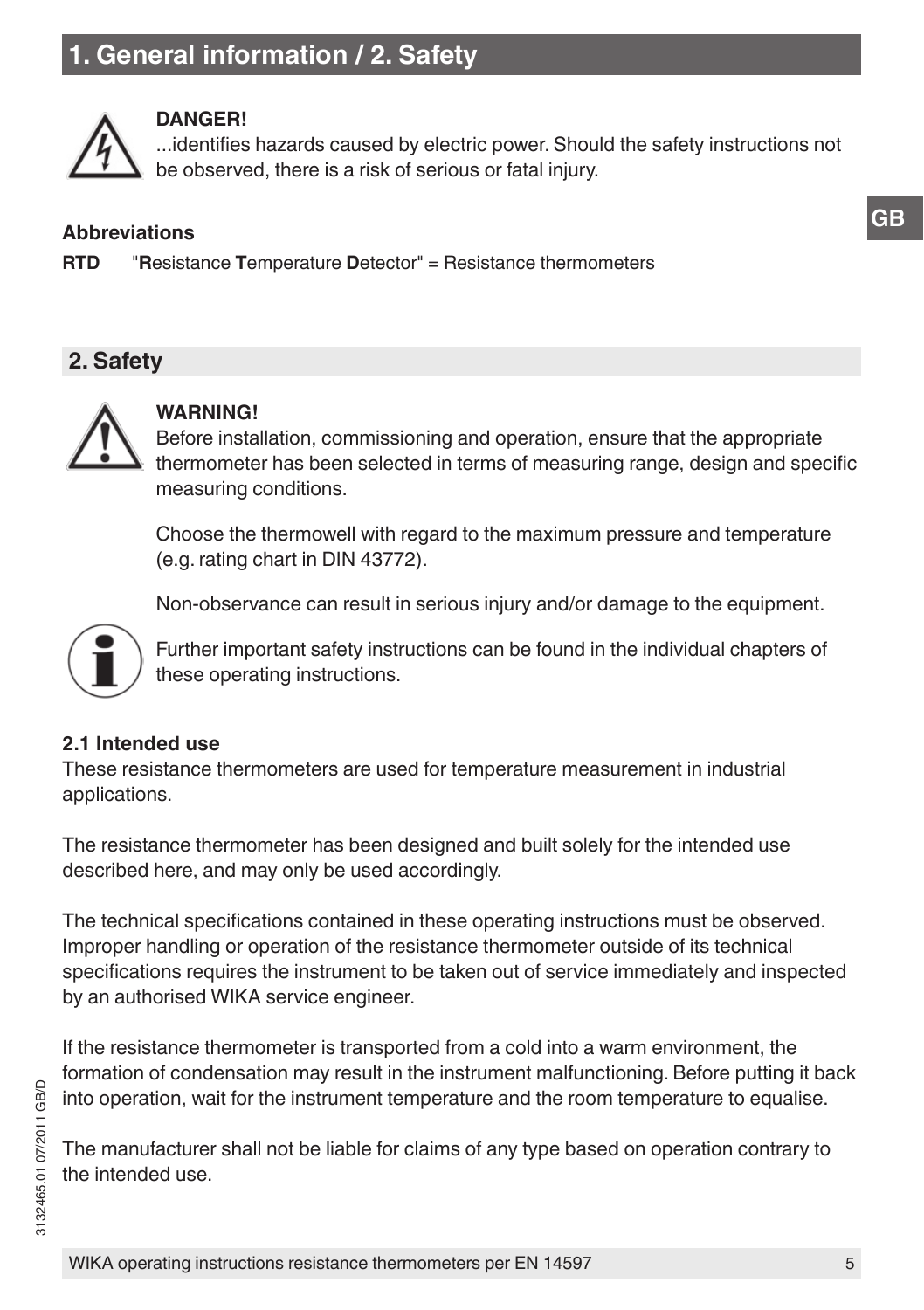# 1. General information / 2. Safety

**DANGER!**
...identifies hazards caused by electric power. Should the safety instructions not be observed, there is a risk of serious or fatal injury.

**Abbreviations**

**RTD** "**R**esistance **T**emperature **D**etector" = Resistance thermometers

## 2. Safety

**WARNING!**
Before installation, commissioning and operation, ensure that the appropriate thermometer has been selected in terms of measuring range, design and specific measuring conditions.

Choose the thermowell with regard to the maximum pressure and temperature (e.g. rating chart in DIN 43772).

Non-observance can result in serious injury and/or damage to the equipment.

Further important safety instructions can be found in the individual chapters of these operating instructions.

### 2.1 Intended use

These resistance thermometers are used for temperature measurement in industrial applications.

The resistance thermometer has been designed and built solely for the intended use described here, and may only be used accordingly.

The technical specifications contained in these operating instructions must be observed. Improper handling or operation of the resistance thermometer outside of its technical specifications requires the instrument to be taken out of service immediately and inspected by an authorised WIKA service engineer.

If the resistance thermometer is transported from a cold into a warm environment, the formation of condensation may result in the instrument malfunctioning. Before putting it back into operation, wait for the instrument temperature and the room temperature to equalise.

The manufacturer shall not be liable for claims of any type based on operation contrary to the intended use.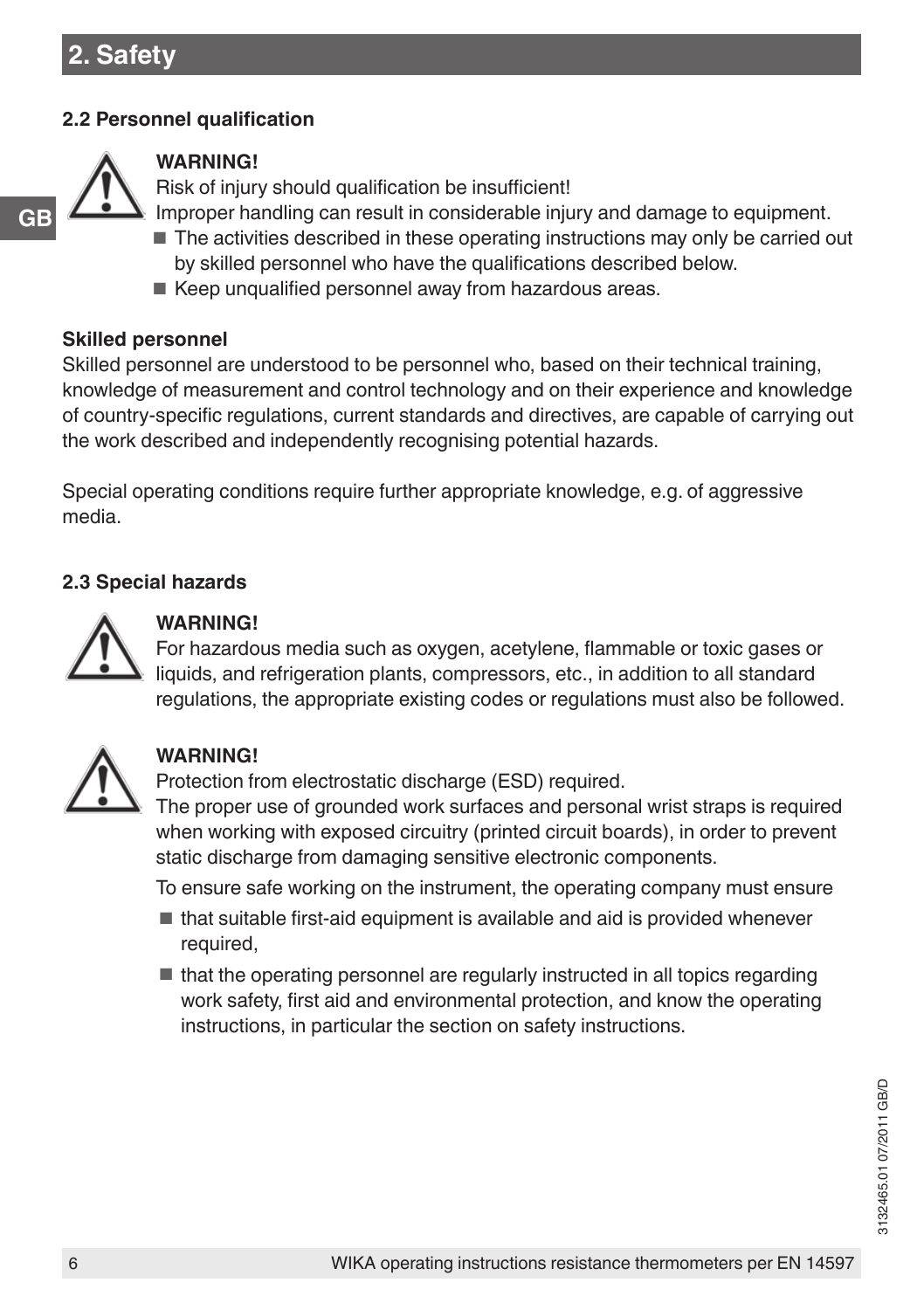## 2. Safety

### 2.2 Personnel qualification

**WARNING!**
Risk of injury should qualification be insufficient!
Improper handling can result in considerable injury and damage to equipment.

- The activities described in these operating instructions may only be carried out by skilled personnel who have the qualifications described below.
- Keep unqualified personnel away from hazardous areas.

**Skilled personnel**
Skilled personnel are understood to be personnel who, based on their technical training, knowledge of measurement and control technology and on their experience and knowledge of country-specific regulations, current standards and directives, are capable of carrying out the work described and independently recognising potential hazards.

Special operating conditions require further appropriate knowledge, e.g. of aggressive media.

### 2.3 Special hazards

**WARNING!**
For hazardous media such as oxygen, acetylene, flammable or toxic gases or liquids, and refrigeration plants, compressors, etc., in addition to all standard regulations, the appropriate existing codes or regulations must also be followed.

**WARNING!**
Protection from electrostatic discharge (ESD) required.
The proper use of grounded work surfaces and personal wrist straps is required when working with exposed circuitry (printed circuit boards), in order to prevent static discharge from damaging sensitive electronic components.

To ensure safe working on the instrument, the operating company must ensure

- that suitable first-aid equipment is available and aid is provided whenever required,
- that the operating personnel are regularly instructed in all topics regarding work safety, first aid and environmental protection, and know the operating instructions, in particular the section on safety instructions.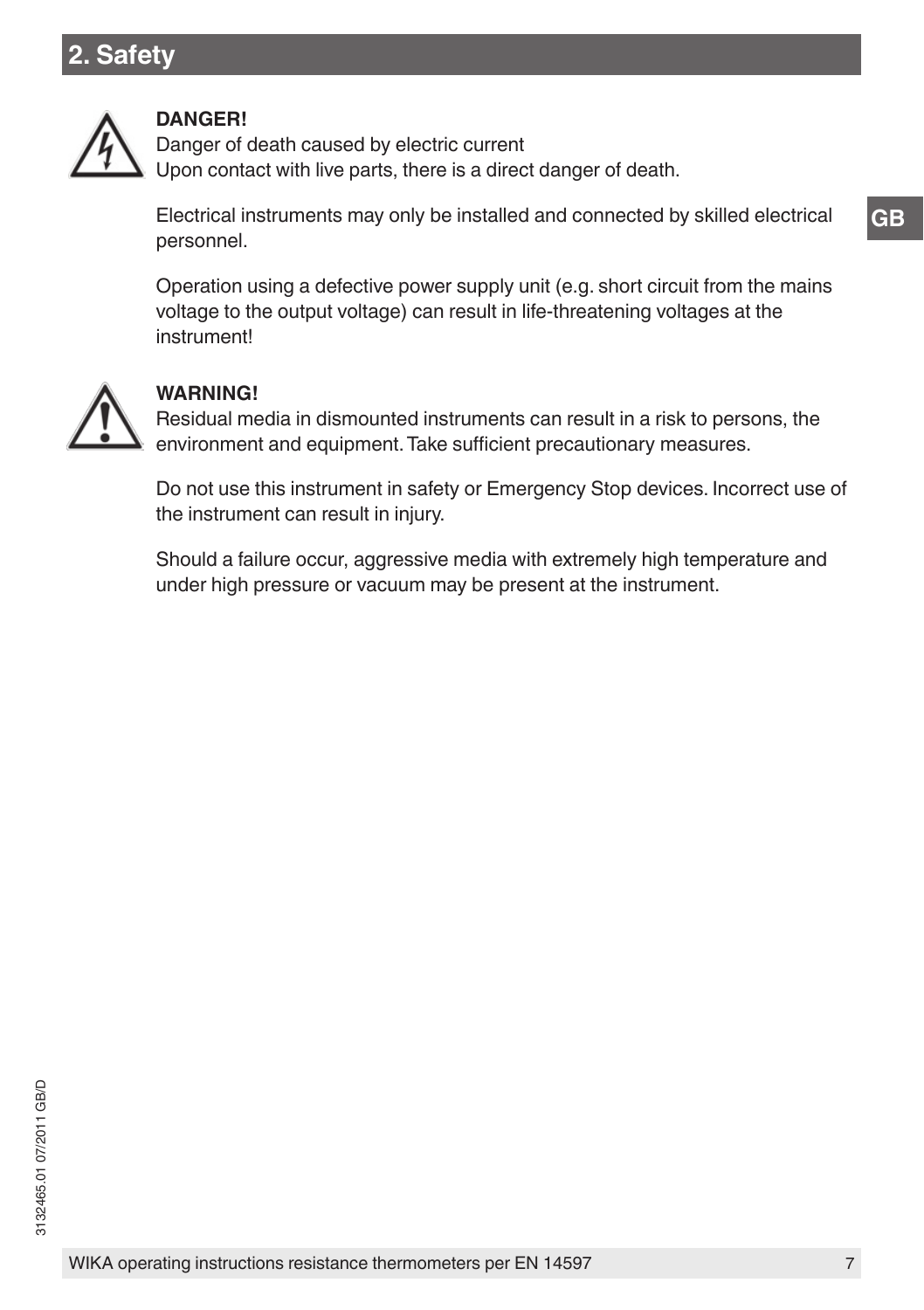## 2. Safety

**DANGER!**
Danger of death caused by electric current
Upon contact with live parts, there is a direct danger of death.

Electrical instruments may only be installed and connected by skilled electrical personnel.

Operation using a defective power supply unit (e.g. short circuit from the mains voltage to the output voltage) can result in life-threatening voltages at the instrument!

**WARNING!**
Residual media in dismounted instruments can result in a risk to persons, the environment and equipment. Take sufficient precautionary measures.

Do not use this instrument in safety or Emergency Stop devices. Incorrect use of the instrument can result in injury.

Should a failure occur, aggressive media with extremely high temperature and under high pressure or vacuum may be present at the instrument.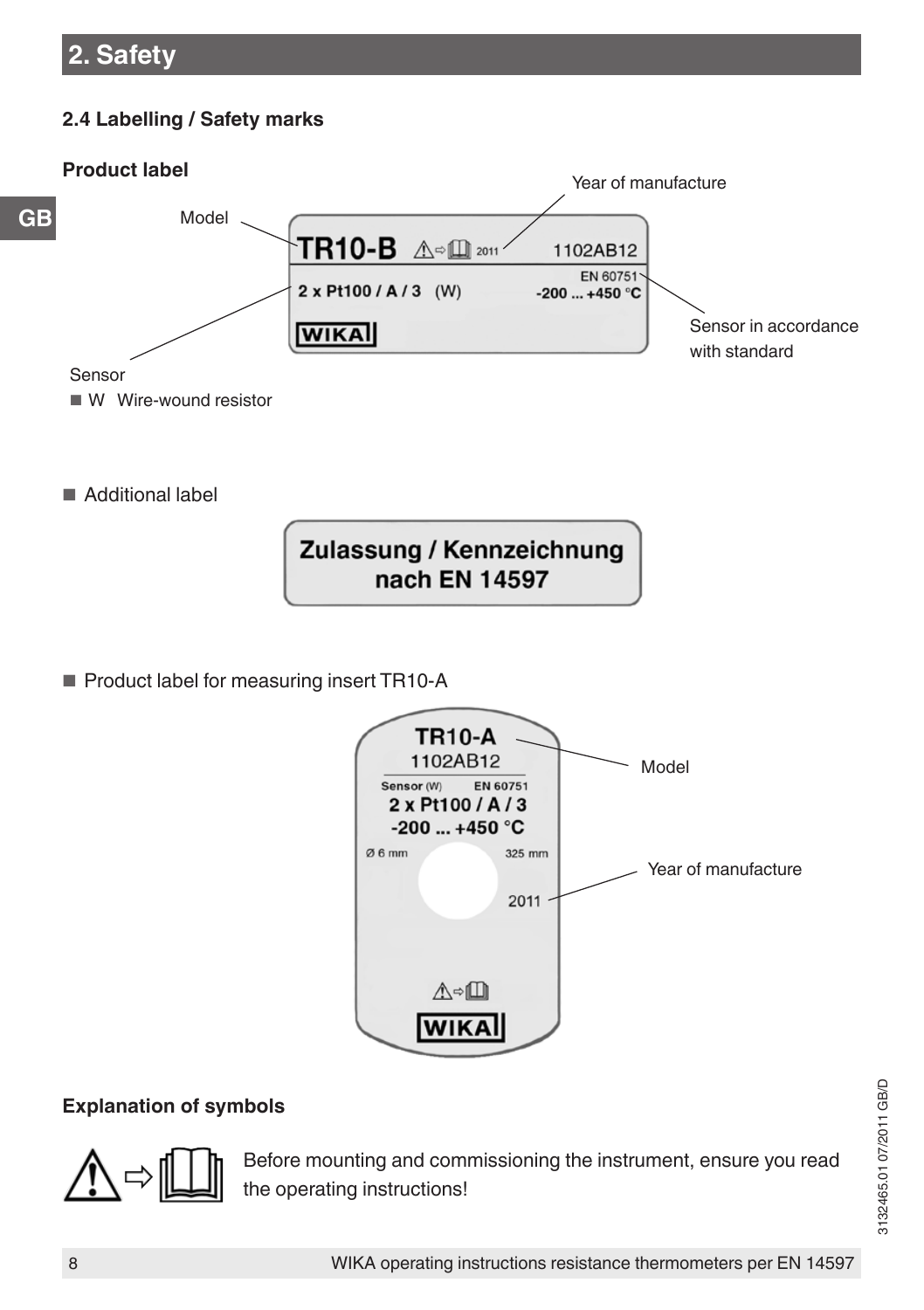# 2. Safety

## 2.4 Labelling / Safety marks

**Product label**

Model

TR10-B 2011 1102AB12

2 x Pt100 / A / 3 (W)

EN 60751

-200 ... +450 °C

WIKA

Year of manufacture

Sensor in accordance with standard

Sensor

- W Wire-wound resistor

- Additional label

Zulassung / Kennzeichnung nach EN 14597

- Product label for measuring insert TR10-A

TR10-A

1102AB12

Sensor (W) EN 60751

2 x Pt100 / A / 3

-200 ... +450 °C

Ø 6 mm 325 mm

2011

WIKA

Model

Year of manufacture

**Explanation of symbols**

Before mounting and commissioning the instrument, ensure you read the operating instructions!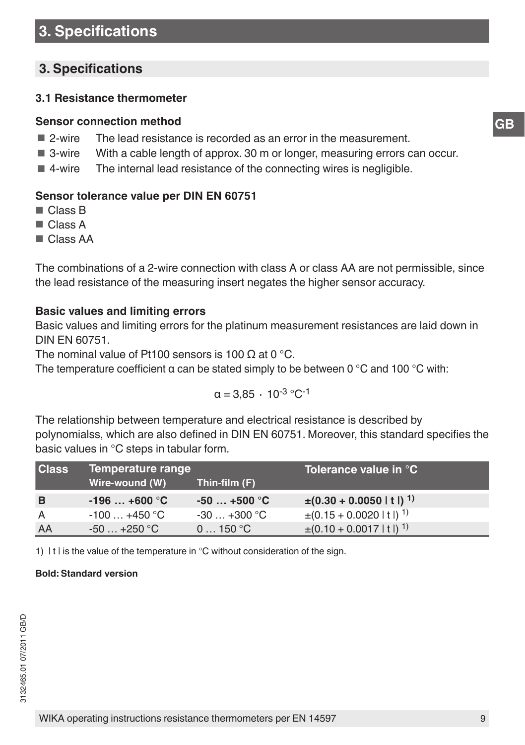# 3. Specifications

## 3.1 Resistance thermometer

**Sensor connection method**

- 2-wire The lead resistance is recorded as an error in the measurement.
- 3-wire With a cable length of approx. 30 m or longer, measuring errors can occur.
- 4-wire The internal lead resistance of the connecting wires is negligible.

**Sensor tolerance value per DIN EN 60751**

- Class B
- Class A
- Class AA

The combinations of a 2-wire connection with class A or class AA are not permissible, since the lead resistance of the measuring insert negates the higher sensor accuracy.

**Basic values and limiting errors**

Basic values and limiting errors for the platinum measurement resistances are laid down in DIN EN 60751.

The nominal value of Pt100 sensors is 100 Ω at 0 °C.

The temperature coefficient α can be stated simply to be between 0 °C and 100 °C with:

$$\alpha = 3{,}85 \cdot 10^{-3}\ °C^{-1}$$

The relationship between temperature and electrical resistance is described by polynomialss, which are also defined in DIN EN 60751. Moreover, this standard specifies the basic values in °C steps in tabular form.

| Class | Temperature range | | Tolerance value in °C |
|---|---|---|---|
| | Wire-wound (W) | Thin-film (F) | |
| **B** | **-196 … +600 °C** | **-50 … +500 °C** | **±(0.30 + 0.0050 \| t \|) 1)** |
| A | -100 … +450 °C | -30 … +300 °C | ±(0.15 + 0.0020 \| t \|) 1) |
| AA | -50 … +250 °C | 0 … 150 °C | ±(0.10 + 0.0017 \| t \|) 1) |

1) | t | is the value of the temperature in °C without consideration of the sign.

**Bold: Standard version**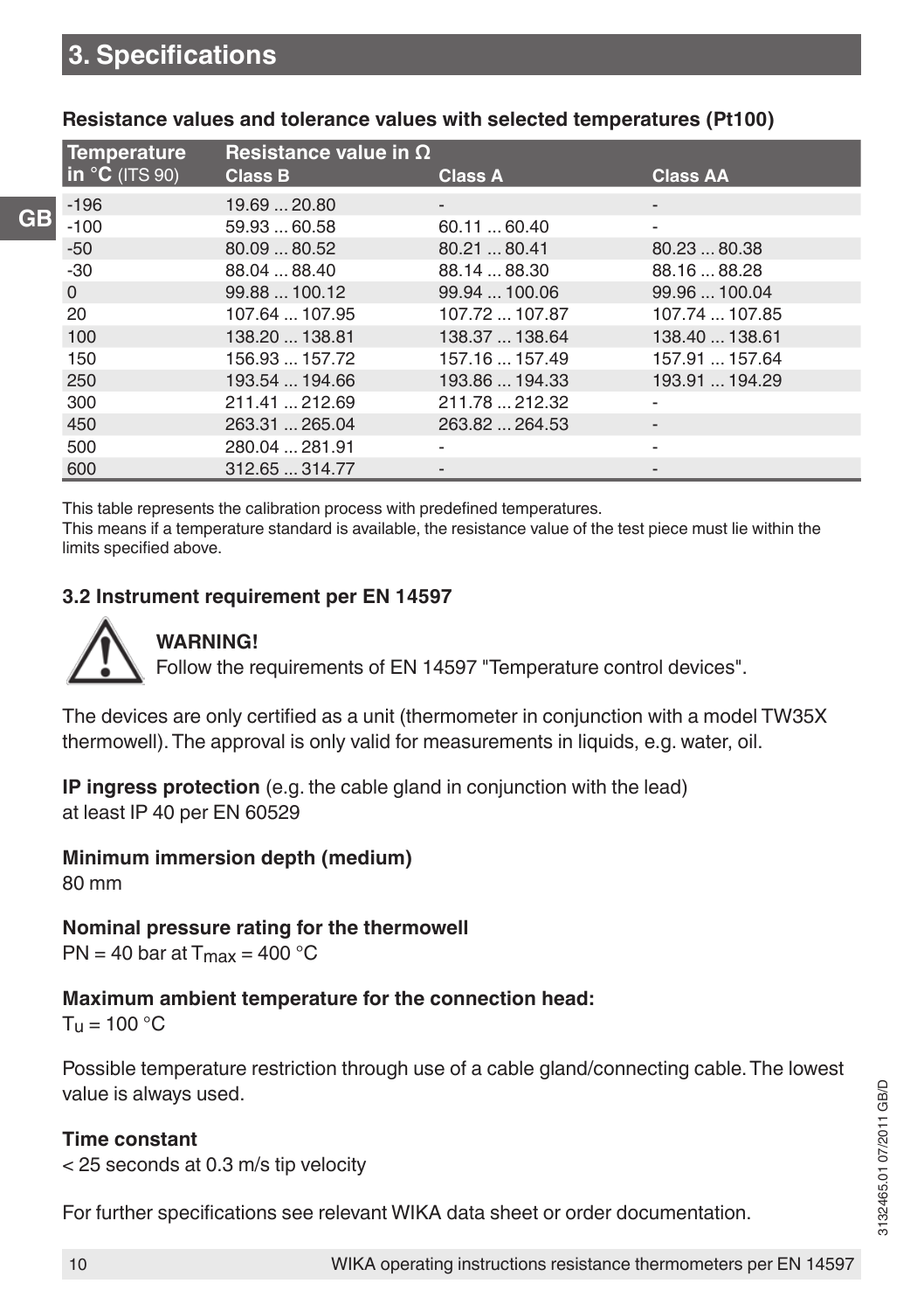# 3. Specifications

**Resistance values and tolerance values with selected temperatures (Pt100)**

| Temperature in °C (ITS 90) | Resistance value in Ω Class B | Class A | Class AA |
|---|---|---|---|
| -196 | 19.69 ... 20.80 | - | - |
| -100 | 59.93 ... 60.58 | 60.11 ... 60.40 | - |
| -50 | 80.09 ... 80.52 | 80.21 ... 80.41 | 80.23 ... 80.38 |
| -30 | 88.04 ... 88.40 | 88.14 ... 88.30 | 88.16 ... 88.28 |
| 0 | 99.88 ... 100.12 | 99.94 ... 100.06 | 99.96 ... 100.04 |
| 20 | 107.64 ... 107.95 | 107.72 ... 107.87 | 107.74 ... 107.85 |
| 100 | 138.20 ... 138.81 | 138.37 ... 138.64 | 138.40 ... 138.61 |
| 150 | 156.93 ... 157.72 | 157.16 ... 157.49 | 157.91 ... 157.64 |
| 250 | 193.54 ... 194.66 | 193.86 ... 194.33 | 193.91 ... 194.29 |
| 300 | 211.41 ... 212.69 | 211.78 ... 212.32 | - |
| 450 | 263.31 ... 265.04 | 263.82 ... 264.53 | - |
| 500 | 280.04 ... 281.91 | - | - |
| 600 | 312.65 ... 314.77 | - | - |

This table represents the calibration process with predefined temperatures.
This means if a temperature standard is available, the resistance value of the test piece must lie within the limits specified above.

### 3.2 Instrument requirement per EN 14597

**WARNING!**
Follow the requirements of EN 14597 "Temperature control devices".

The devices are only certified as a unit (thermometer in conjunction with a model TW35X thermowell). The approval is only valid for measurements in liquids, e.g. water, oil.

**IP ingress protection** (e.g. the cable gland in conjunction with the lead)
at least IP 40 per EN 60529

**Minimum immersion depth (medium)**
80 mm

**Nominal pressure rating for the thermowell**
PN = 40 bar at $T_{max}$ = 400 °C

**Maximum ambient temperature for the connection head:**
$T_u$ = 100 °C

Possible temperature restriction through use of a cable gland/connecting cable. The lowest value is always used.

**Time constant**
< 25 seconds at 0.3 m/s tip velocity

For further specifications see relevant WIKA data sheet or order documentation.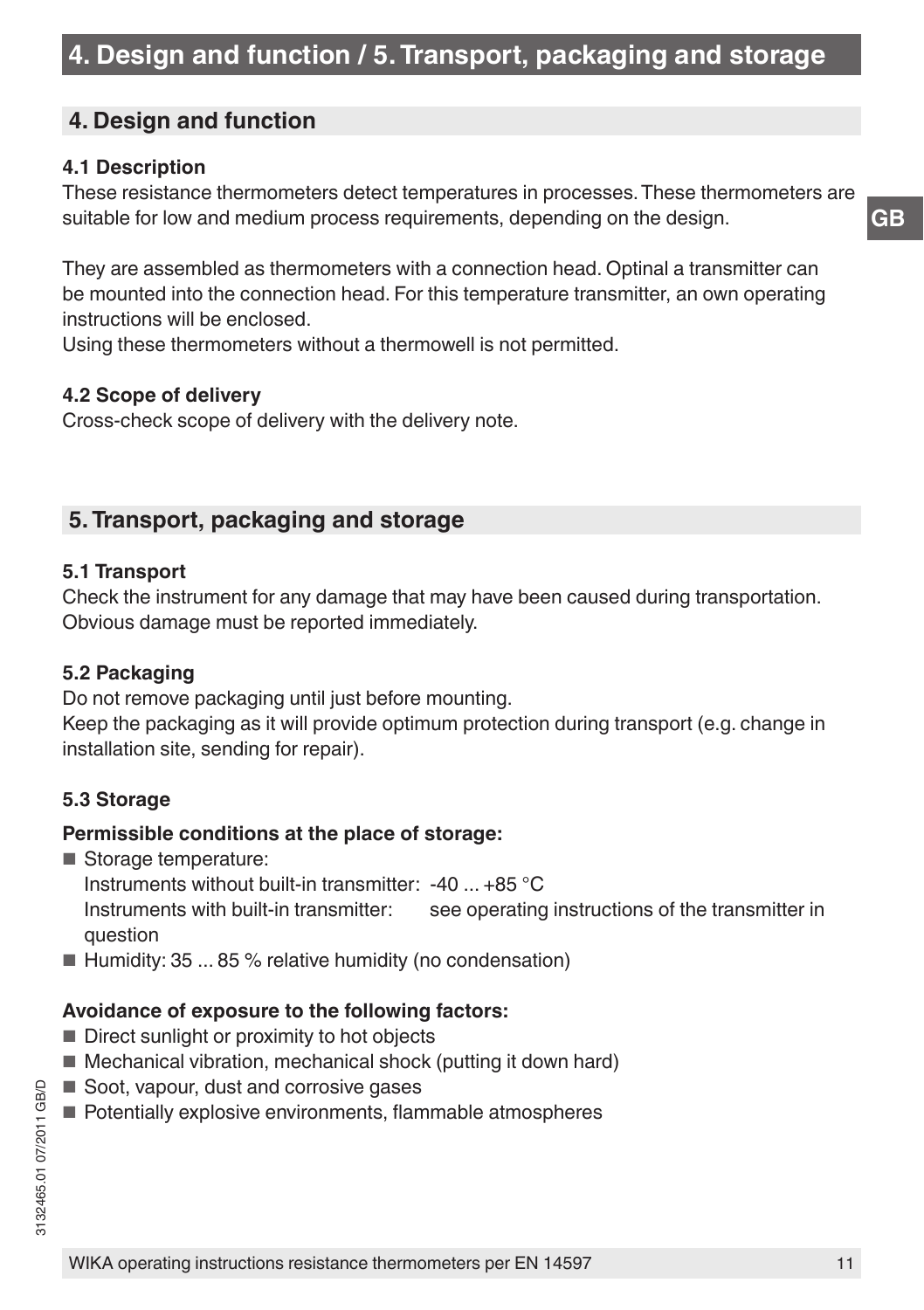# 4. Design and function / 5. Transport, packaging and storage

## 4. Design and function

### 4.1 Description

These resistance thermometers detect temperatures in processes. These thermometers are suitable for low and medium process requirements, depending on the design.

They are assembled as thermometers with a connection head. Optinal a transmitter can be mounted into the connection head. For this temperature transmitter, an own operating instructions will be enclosed.
Using these thermometers without a thermowell is not permitted.

### 4.2 Scope of delivery

Cross-check scope of delivery with the delivery note.

## 5. Transport, packaging and storage

### 5.1 Transport

Check the instrument for any damage that may have been caused during transportation. Obvious damage must be reported immediately.

### 5.2 Packaging

Do not remove packaging until just before mounting.
Keep the packaging as it will provide optimum protection during transport (e.g. change in installation site, sending for repair).

### 5.3 Storage

**Permissible conditions at the place of storage:**

- Storage temperature:
  Instruments without built-in transmitter: -40 ... +85 °C
  Instruments with built-in transmitter: see operating instructions of the transmitter in question
- Humidity: 35 ... 85 % relative humidity (no condensation)

**Avoidance of exposure to the following factors:**

- Direct sunlight or proximity to hot objects
- Mechanical vibration, mechanical shock (putting it down hard)
- Soot, vapour, dust and corrosive gases
- Potentially explosive environments, flammable atmospheres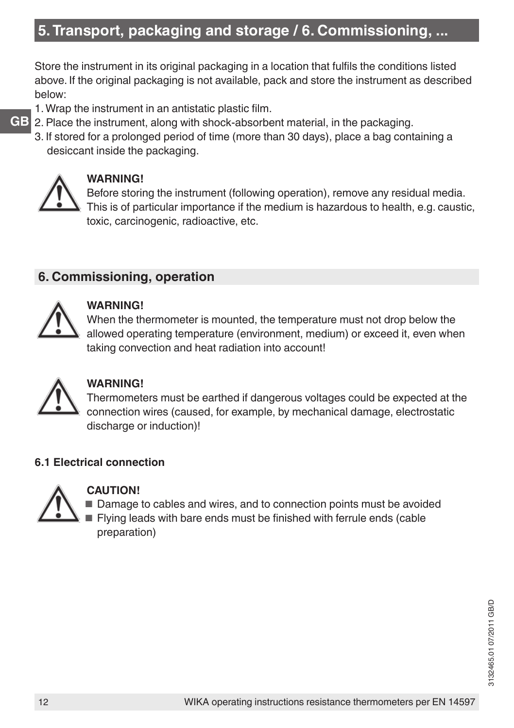# 5. Transport, packaging and storage / 6. Commissioning, ...

Store the instrument in its original packaging in a location that fulfils the conditions listed above. If the original packaging is not available, pack and store the instrument as described below:

1. Wrap the instrument in an antistatic plastic film.
2. Place the instrument, along with shock-absorbent material, in the packaging.
3. If stored for a prolonged period of time (more than 30 days), place a bag containing a desiccant inside the packaging.

**WARNING!**
Before storing the instrument (following operation), remove any residual media. This is of particular importance if the medium is hazardous to health, e.g. caustic, toxic, carcinogenic, radioactive, etc.

## 6. Commissioning, operation

**WARNING!**
When the thermometer is mounted, the temperature must not drop below the allowed operating temperature (environment, medium) or exceed it, even when taking convection and heat radiation into account!

**WARNING!**
Thermometers must be earthed if dangerous voltages could be expected at the connection wires (caused, for example, by mechanical damage, electrostatic discharge or induction)!

### 6.1 Electrical connection

**CAUTION!**

- Damage to cables and wires, and to connection points must be avoided
- Flying leads with bare ends must be finished with ferrule ends (cable preparation)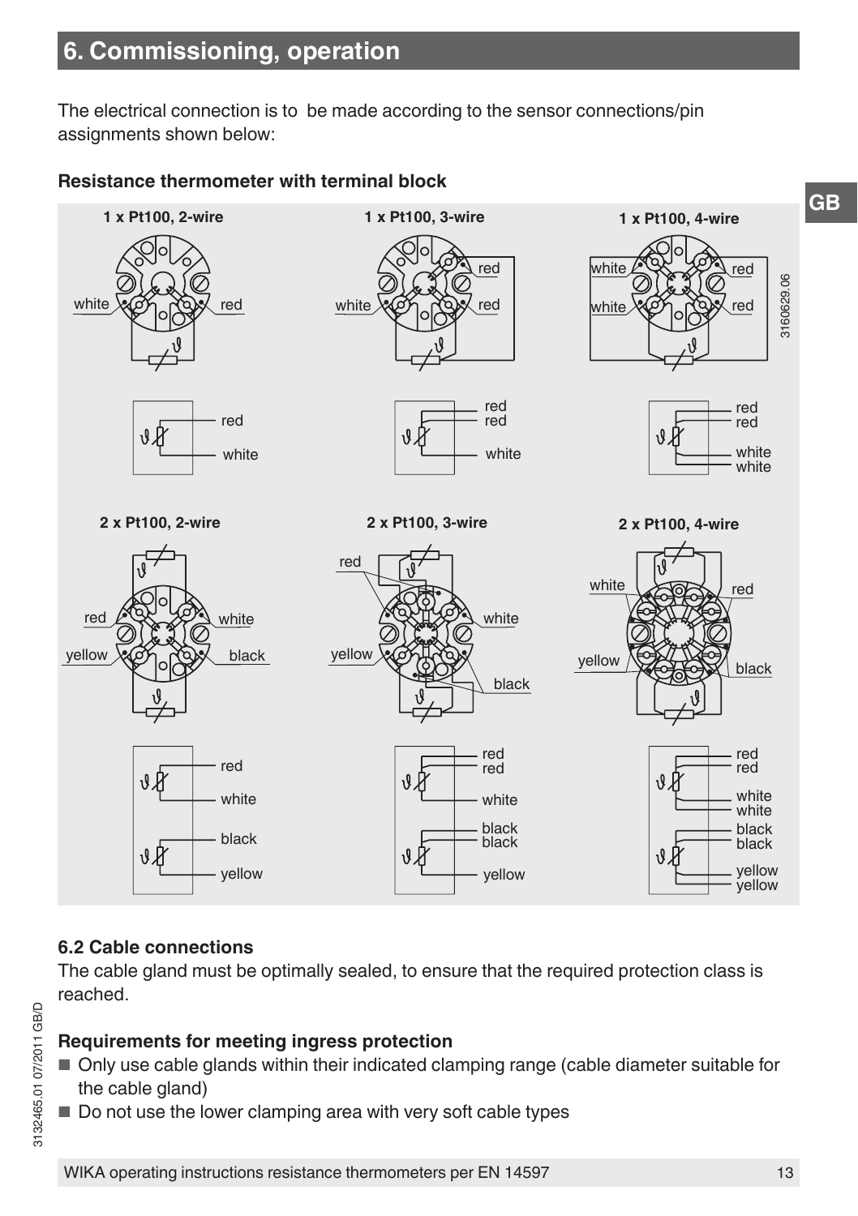## 6. Commissioning, operation

The electrical connection is to be made according to the sensor connections/pin assignments shown below:

**Resistance thermometer with terminal block**

**1 x Pt100, 2-wire**

white, red

red, white

**1 x Pt100, 3-wire**

white, red, red

red, red, white

**1 x Pt100, 4-wire**

white, white, red, red

red, red, white, white

3160629.06

**2 x Pt100, 2-wire**

red, yellow, white, black

red, white, black, yellow

**2 x Pt100, 3-wire**

red, yellow, white, black

red, red, white, black, black, yellow

**2 x Pt100, 4-wire**

white, yellow, red, black

red, red, white, white, black, black, yellow, yellow

### 6.2 Cable connections

The cable gland must be optimally sealed, to ensure that the required protection class is reached.

**Requirements for meeting ingress protection**

- Only use cable glands within their indicated clamping range (cable diameter suitable for the cable gland)
- Do not use the lower clamping area with very soft cable types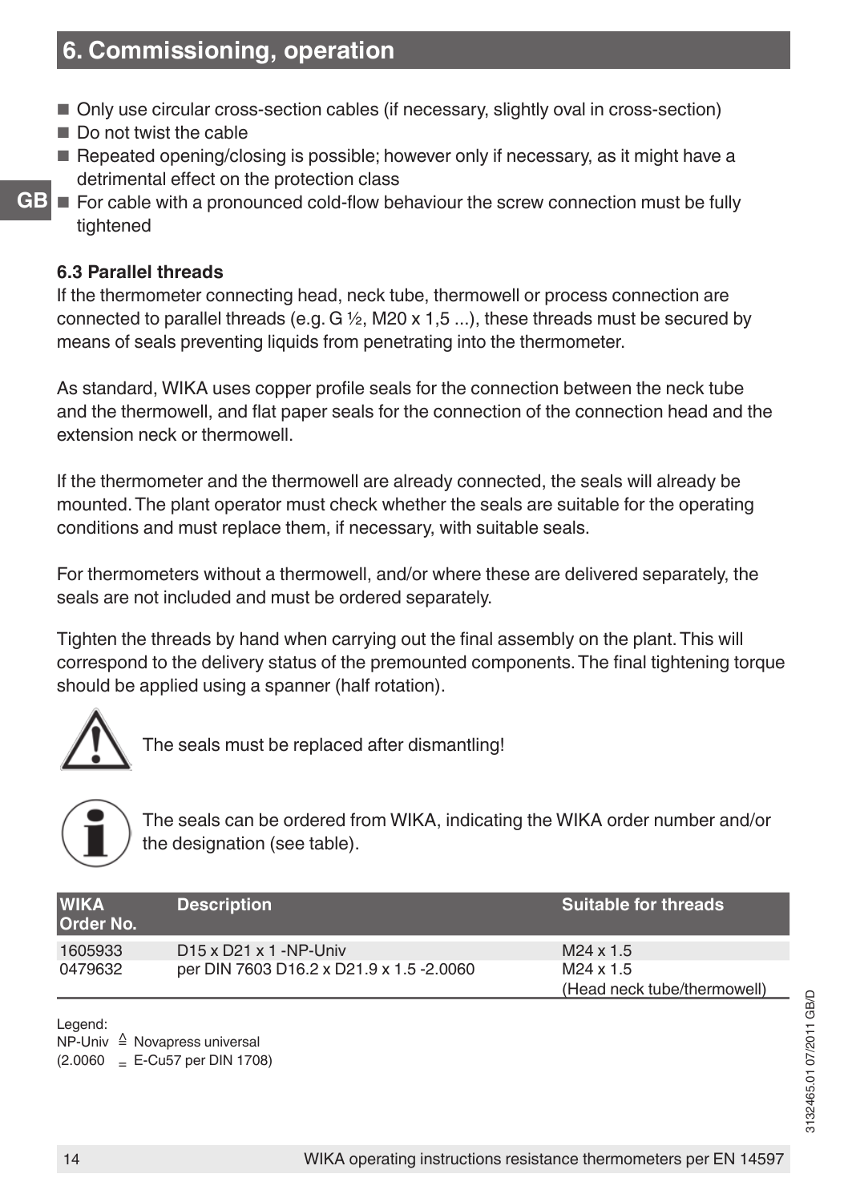## 6. Commissioning, operation

- Only use circular cross-section cables (if necessary, slightly oval in cross-section)
- Do not twist the cable
- Repeated opening/closing is possible; however only if necessary, as it might have a detrimental effect on the protection class
- For cable with a pronounced cold-flow behaviour the screw connection must be fully tightened

### 6.3 Parallel threads

If the thermometer connecting head, neck tube, thermowell or process connection are connected to parallel threads (e.g. G ½, M20 x 1,5 ...), these threads must be secured by means of seals preventing liquids from penetrating into the thermometer.

As standard, WIKA uses copper profile seals for the connection between the neck tube and the thermowell, and flat paper seals for the connection of the connection head and the extension neck or thermowell.

If the thermometer and the thermowell are already connected, the seals will already be mounted. The plant operator must check whether the seals are suitable for the operating conditions and must replace them, if necessary, with suitable seals.

For thermometers without a thermowell, and/or where these are delivered separately, the seals are not included and must be ordered separately.

Tighten the threads by hand when carrying out the final assembly on the plant. This will correspond to the delivery status of the premounted components. The final tightening torque should be applied using a spanner (half rotation).

The seals must be replaced after dismantling!

The seals can be ordered from WIKA, indicating the WIKA order number and/or the designation (see table).

| WIKA Order No. | Description | Suitable for threads |
|---|---|---|
| 1605933 | D15 x D21 x 1 -NP-Univ | M24 x 1.5 |
| 0479632 | per DIN 7603 D16.2 x D21.9 x 1.5 -2.0060 | M24 x 1.5 (Head neck tube/thermowell) |

Legend:
NP-Univ ≙ Novapress universal
(2.0060 = E-Cu57 per DIN 1708)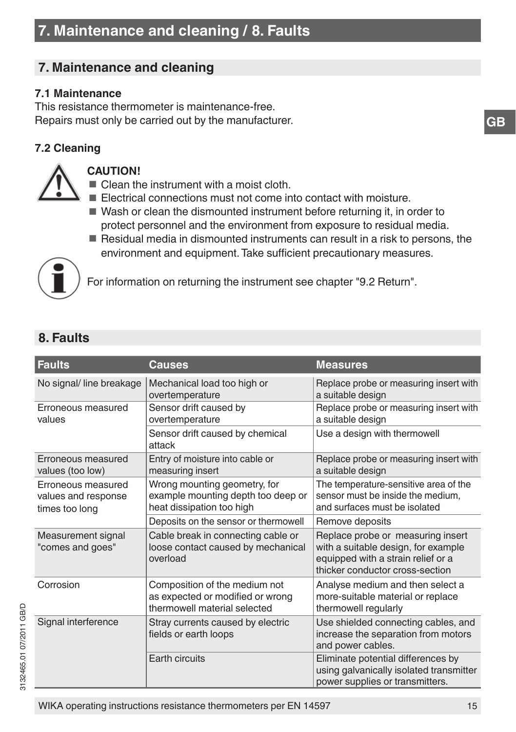# 7. Maintenance and cleaning / 8. Faults

## 7. Maintenance and cleaning

### 7.1 Maintenance

This resistance thermometer is maintenance-free.
Repairs must only be carried out by the manufacturer.

### 7.2 Cleaning

**CAUTION!**

- Clean the instrument with a moist cloth.
- Electrical connections must not come into contact with moisture.
- Wash or clean the dismounted instrument before returning it, in order to protect personnel and the environment from exposure to residual media.
- Residual media in dismounted instruments can result in a risk to persons, the environment and equipment. Take sufficient precautionary measures.

For information on returning the instrument see chapter "9.2 Return".

## 8. Faults

| Faults | Causes | Measures |
|---|---|---|
| No signal/ line breakage | Mechanical load too high or overtemperature | Replace probe or measuring insert with a suitable design |
| Erroneous measured values | Sensor drift caused by overtemperature | Replace probe or measuring insert with a suitable design |
| | Sensor drift caused by chemical attack | Use a design with thermowell |
| Erroneous measured values (too low) | Entry of moisture into cable or measuring insert | Replace probe or measuring insert with a suitable design |
| Erroneous measured values and response times too long | Wrong mounting geometry, for example mounting depth too deep or heat dissipation too high | The temperature-sensitive area of the sensor must be inside the medium, and surfaces must be isolated |
| | Deposits on the sensor or thermowell | Remove deposits |
| Measurement signal "comes and goes" | Cable break in connecting cable or loose contact caused by mechanical overload | Replace probe or measuring insert with a suitable design, for example equipped with a strain relief or a thicker conductor cross-section |
| Corrosion | Composition of the medium not as expected or modified or wrong thermowell material selected | Analyse medium and then select a more-suitable material or replace thermowell regularly |
| Signal interference | Stray currents caused by electric fields or earth loops | Use shielded connecting cables, and increase the separation from motors and power cables. |
| | Earth circuits | Eliminate potential differences by using galvanically isolated transmitter power supplies or transmitters. |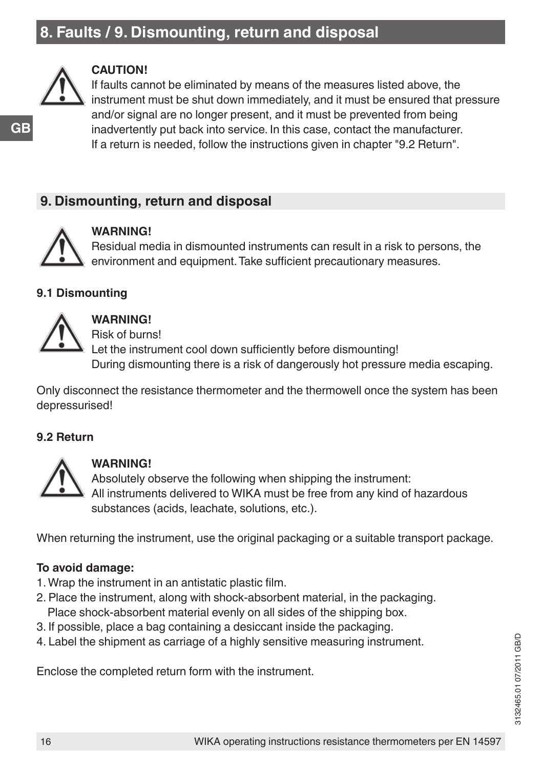**CAUTION!**
If faults cannot be eliminated by means of the measures listed above, the instrument must be shut down immediately, and it must be ensured that pressure and/or signal are no longer present, and it must be prevented from being inadvertently put back into service. In this case, contact the manufacturer.
If a return is needed, follow the instructions given in chapter "9.2 Return".

## 9. Dismounting, return and disposal

**WARNING!**
Residual media in dismounted instruments can result in a risk to persons, the environment and equipment. Take sufficient precautionary measures.

### 9.1 Dismounting

**WARNING!**
Risk of burns!
Let the instrument cool down sufficiently before dismounting!
During dismounting there is a risk of dangerously hot pressure media escaping.

Only disconnect the resistance thermometer and the thermowell once the system has been depressurised!

### 9.2 Return

**WARNING!**
Absolutely observe the following when shipping the instrument:
All instruments delivered to WIKA must be free from any kind of hazardous substances (acids, leachate, solutions, etc.).

When returning the instrument, use the original packaging or a suitable transport package.

**To avoid damage:**

1. Wrap the instrument in an antistatic plastic film.
2. Place the instrument, along with shock-absorbent material, in the packaging.
   Place shock-absorbent material evenly on all sides of the shipping box.
3. If possible, place a bag containing a desiccant inside the packaging.
4. Label the shipment as carriage of a highly sensitive measuring instrument.

Enclose the completed return form with the instrument.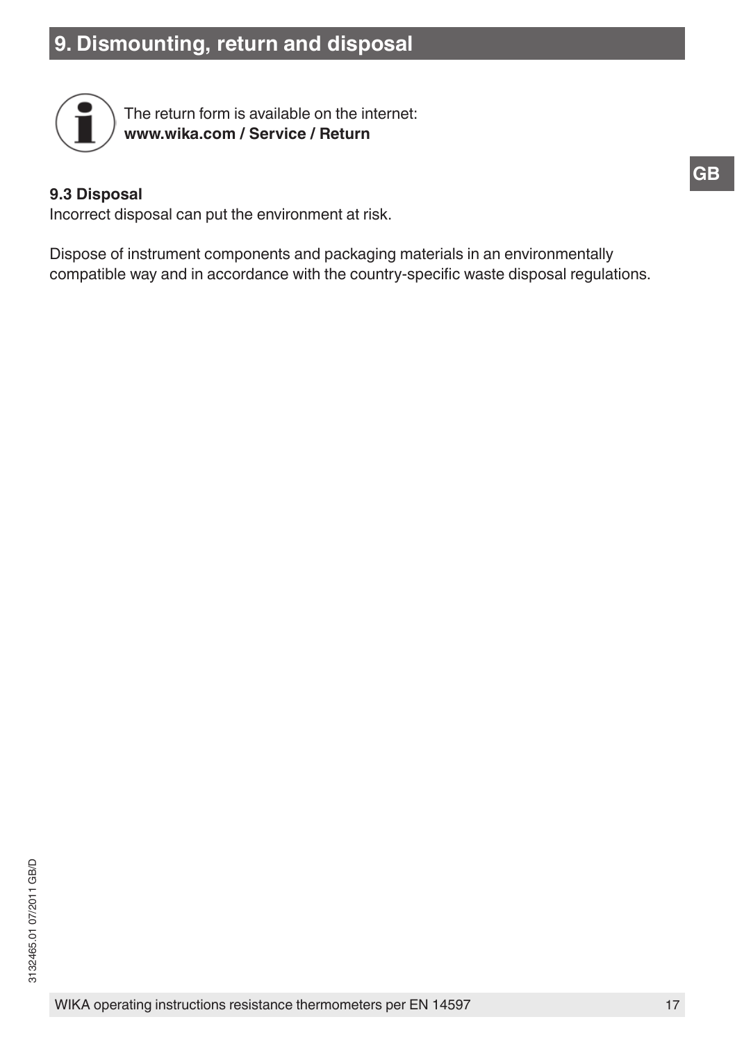# 9. Dismounting, return and disposal

The return form is available on the internet:
**www.wika.com / Service / Return**

**9.3 Disposal**

Incorrect disposal can put the environment at risk.

Dispose of instrument components and packaging materials in an environmentally compatible way and in accordance with the country-specific waste disposal regulations.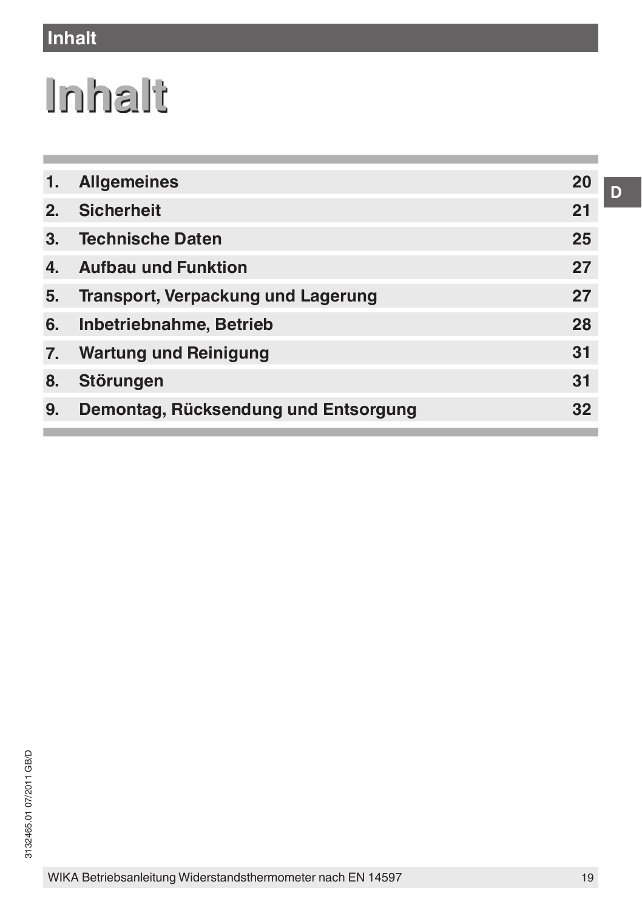# Inhalt

| | | |
|---|---|---|
| 1. | Allgemeines | 20 |
| 2. | Sicherheit | 21 |
| 3. | Technische Daten | 25 |
| 4. | Aufbau und Funktion | 27 |
| 5. | Transport, Verpackung und Lagerung | 27 |
| 6. | Inbetriebnahme, Betrieb | 28 |
| 7. | Wartung und Reinigung | 31 |
| 8. | Störungen | 31 |
| 9. | Demontag, Rücksendung und Entsorgung | 32 |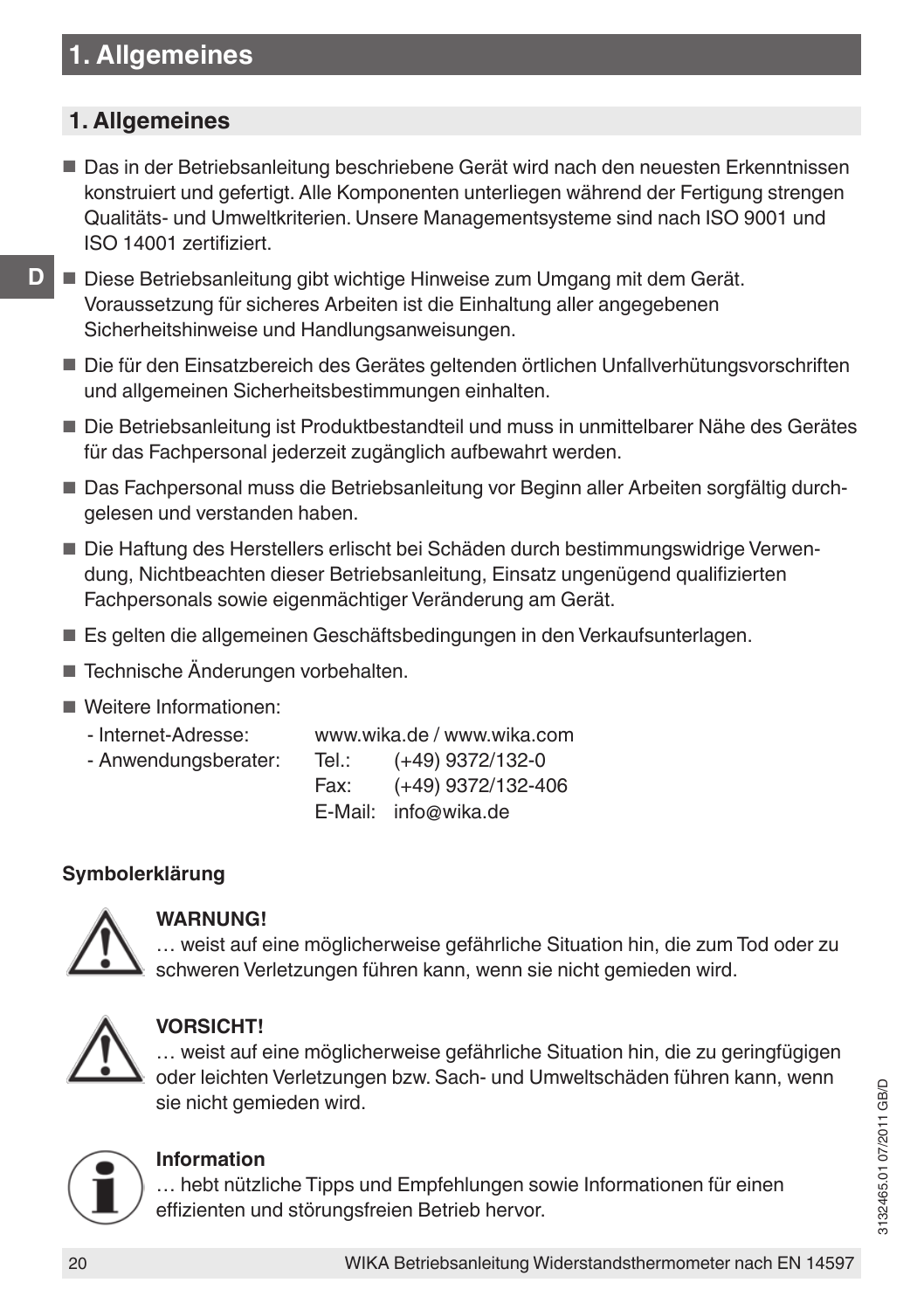# 1. Allgemeines

## 1. Allgemeines

- Das in der Betriebsanleitung beschriebene Gerät wird nach den neuesten Erkenntnissen konstruiert und gefertigt. Alle Komponenten unterliegen während der Fertigung strengen Qualitäts- und Umweltkriterien. Unsere Managementsysteme sind nach ISO 9001 und ISO 14001 zertifiziert.
- Diese Betriebsanleitung gibt wichtige Hinweise zum Umgang mit dem Gerät. Voraussetzung für sicheres Arbeiten ist die Einhaltung aller angegebenen Sicherheitshinweise und Handlungsanweisungen.
- Die für den Einsatzbereich des Gerätes geltenden örtlichen Unfallverhütungsvorschriften und allgemeinen Sicherheitsbestimmungen einhalten.
- Die Betriebsanleitung ist Produktbestandteil und muss in unmittelbarer Nähe des Gerätes für das Fachpersonal jederzeit zugänglich aufbewahrt werden.
- Das Fachpersonal muss die Betriebsanleitung vor Beginn aller Arbeiten sorgfältig durchgelesen und verstanden haben.
- Die Haftung des Herstellers erlischt bei Schäden durch bestimmungswidrige Verwendung, Nichtbeachten dieser Betriebsanleitung, Einsatz ungenügend qualifizierten Fachpersonals sowie eigenmächtiger Veränderung am Gerät.
- Es gelten die allgemeinen Geschäftsbedingungen in den Verkaufsunterlagen.
- Technische Änderungen vorbehalten.
- Weitere Informationen:
  - Internet-Adresse: www.wika.de / www.wika.com
  - Anwendungsberater: Tel.: (+49) 9372/132-0
    Fax: (+49) 9372/132-406
    E-Mail: info@wika.de

**Symbolerklärung**

**WARNUNG!**
… weist auf eine möglicherweise gefährliche Situation hin, die zum Tod oder zu schweren Verletzungen führen kann, wenn sie nicht gemieden wird.

**VORSICHT!**
… weist auf eine möglicherweise gefährliche Situation hin, die zu geringfügigen oder leichten Verletzungen bzw. Sach- und Umweltschäden führen kann, wenn sie nicht gemieden wird.

**Information**
… hebt nützliche Tipps und Empfehlungen sowie Informationen für einen effizienten und störungsfreien Betrieb hervor.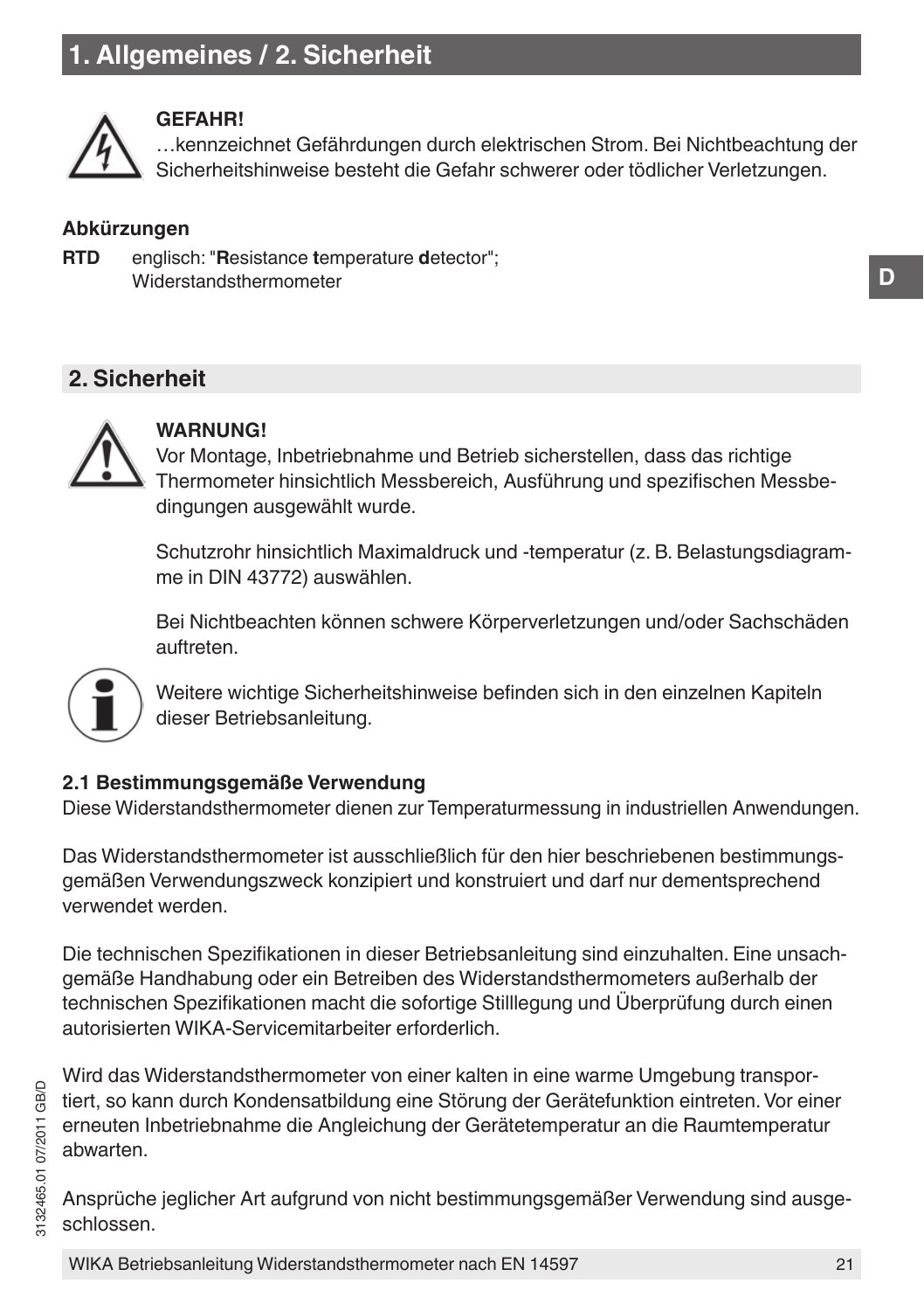# 1. Allgemeines / 2. Sicherheit

**GEFAHR!**
…kennzeichnet Gefährdungen durch elektrischen Strom. Bei Nichtbeachtung der Sicherheitshinweise besteht die Gefahr schwerer oder tödlicher Verletzungen.

**Abkürzungen**

**RTD** englisch: "**R**esistance **t**emperature **d**etector"; Widerstandsthermometer

## 2. Sicherheit

**WARNUNG!**
Vor Montage, Inbetriebnahme und Betrieb sicherstellen, dass das richtige Thermometer hinsichtlich Messbereich, Ausführung und spezifischen Messbedingungen ausgewählt wurde.

Schutzrohr hinsichtlich Maximaldruck und -temperatur (z. B. Belastungsdiagramme in DIN 43772) auswählen.

Bei Nichtbeachten können schwere Körperverletzungen und/oder Sachschäden auftreten.

Weitere wichtige Sicherheitshinweise befinden sich in den einzelnen Kapiteln dieser Betriebsanleitung.

### 2.1 Bestimmungsgemäße Verwendung

Diese Widerstandsthermometer dienen zur Temperaturmessung in industriellen Anwendungen.

Das Widerstandsthermometer ist ausschließlich für den hier beschriebenen bestimmungsgemäßen Verwendungszweck konzipiert und konstruiert und darf nur dementsprechend verwendet werden.

Die technischen Spezifikationen in dieser Betriebsanleitung sind einzuhalten. Eine unsachgemäße Handhabung oder ein Betreiben des Widerstandsthermometers außerhalb der technischen Spezifikationen macht die sofortige Stilllegung und Überprüfung durch einen autorisierten WIKA-Servicemitarbeiter erforderlich.

Wird das Widerstandsthermometer von einer kalten in eine warme Umgebung transportiert, so kann durch Kondensatbildung eine Störung der Gerätefunktion eintreten. Vor einer erneuten Inbetriebnahme die Angleichung der Gerätetemperatur an die Raumtemperatur abwarten.

Ansprüche jeglicher Art aufgrund von nicht bestimmungsgemäßer Verwendung sind ausgeschlossen.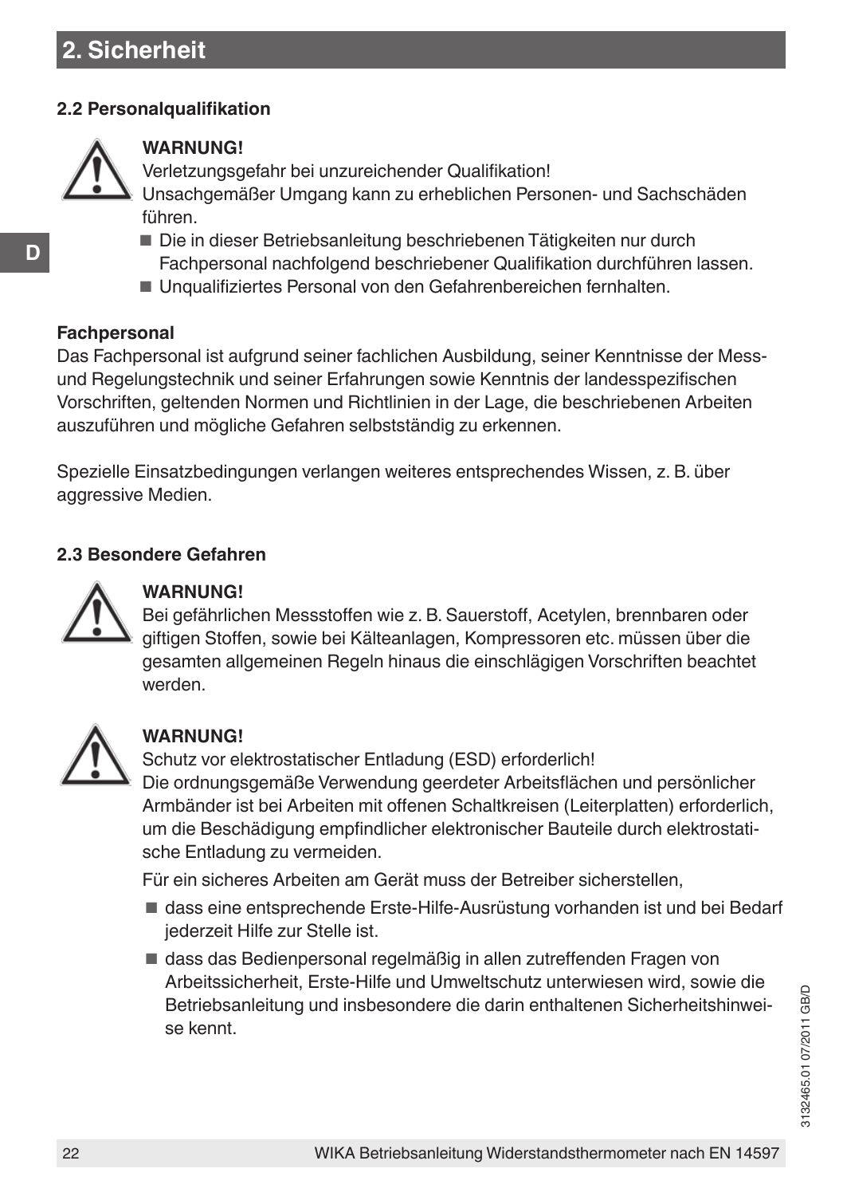## 2. Sicherheit

### 2.2 Personalqualifikation

**WARNUNG!**
Verletzungsgefahr bei unzureichender Qualifikation!
Unsachgemäßer Umgang kann zu erheblichen Personen- und Sachschäden führen.

- Die in dieser Betriebsanleitung beschriebenen Tätigkeiten nur durch Fachpersonal nachfolgend beschriebener Qualifikation durchführen lassen.
- Unqualifiziertes Personal von den Gefahrenbereichen fernhalten.

**Fachpersonal**
Das Fachpersonal ist aufgrund seiner fachlichen Ausbildung, seiner Kenntnisse der Mess- und Regelungstechnik und seiner Erfahrungen sowie Kenntnis der landesspezifischen Vorschriften, geltenden Normen und Richtlinien in der Lage, die beschriebenen Arbeiten auszuführen und mögliche Gefahren selbstständig zu erkennen.

Spezielle Einsatzbedingungen verlangen weiteres entsprechendes Wissen, z. B. über aggressive Medien.

### 2.3 Besondere Gefahren

**WARNUNG!**
Bei gefährlichen Messstoffen wie z. B. Sauerstoff, Acetylen, brennbaren oder giftigen Stoffen, sowie bei Kälteanlagen, Kompressoren etc. müssen über die gesamten allgemeinen Regeln hinaus die einschlägigen Vorschriften beachtet werden.

**WARNUNG!**
Schutz vor elektrostatischer Entladung (ESD) erforderlich!
Die ordnungsgemäße Verwendung geerdeter Arbeitsflächen und persönlicher Armbänder ist bei Arbeiten mit offenen Schaltkreisen (Leiterplatten) erforderlich, um die Beschädigung empfindlicher elektronischer Bauteile durch elektrostatische Entladung zu vermeiden.

Für ein sicheres Arbeiten am Gerät muss der Betreiber sicherstellen,

- dass eine entsprechende Erste-Hilfe-Ausrüstung vorhanden ist und bei Bedarf jederzeit Hilfe zur Stelle ist.
- dass das Bedienpersonal regelmäßig in allen zutreffenden Fragen von Arbeitssicherheit, Erste-Hilfe und Umweltschutz unterwiesen wird, sowie die Betriebsanleitung und insbesondere die darin enthaltenen Sicherheitshinweise kennt.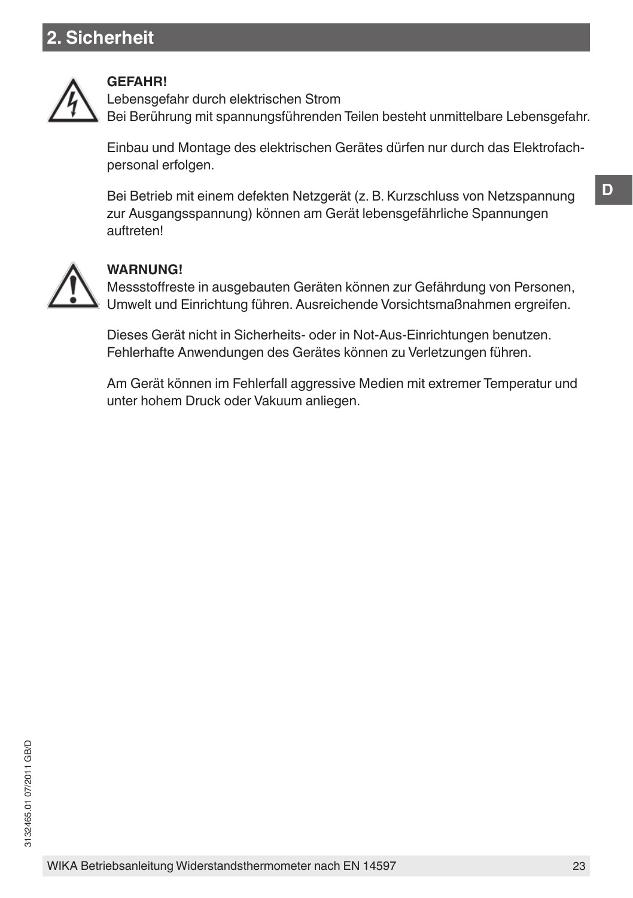## 2. Sicherheit

**GEFAHR!**
Lebensgefahr durch elektrischen Strom
Bei Berührung mit spannungsführenden Teilen besteht unmittelbare Lebensgefahr.

Einbau und Montage des elektrischen Gerätes dürfen nur durch das Elektrofachpersonal erfolgen.

Bei Betrieb mit einem defekten Netzgerät (z. B. Kurzschluss von Netzspannung zur Ausgangsspannung) können am Gerät lebensgefährliche Spannungen auftreten!

**WARNUNG!**
Messstoffreste in ausgebauten Geräten können zur Gefährdung von Personen, Umwelt und Einrichtung führen. Ausreichende Vorsichtsmaßnahmen ergreifen.

Dieses Gerät nicht in Sicherheits- oder in Not-Aus-Einrichtungen benutzen. Fehlerhafte Anwendungen des Gerätes können zu Verletzungen führen.

Am Gerät können im Fehlerfall aggressive Medien mit extremer Temperatur und unter hohem Druck oder Vakuum anliegen.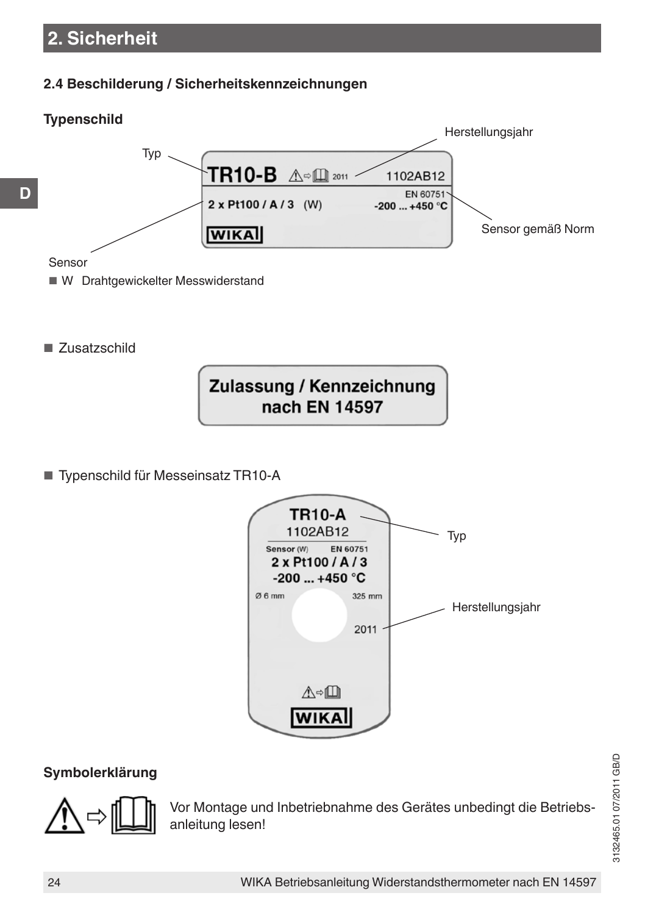# 2. Sicherheit

## 2.4 Beschilderung / Sicherheitskennzeichnungen

### Typenschild

Typ

Herstellungsjahr

TR10-B ⚠ ⇨ 📖 2011 1102AB12

2 x Pt100 / A / 3 (W) EN 60751 -200 ... +450 °C

WIKA

Sensor gemäß Norm

Sensor

- W Drahtgewickelter Messwiderstand

- Zusatzschild

**Zulassung / Kennzeichnung nach EN 14597**

- Typenschild für Messeinsatz TR10-A

TR10-A
1102AB12
Sensor (W) EN 60751
2 x Pt100 / A / 3
-200 ... +450 °C
Ø 6 mm 325 mm
2011
⚠ ⇨ 📖
WIKA

Typ

Herstellungsjahr

### Symbolerklärung

⚠ ⇨ 📖 Vor Montage und Inbetriebnahme des Gerätes unbedingt die Betriebsanleitung lesen!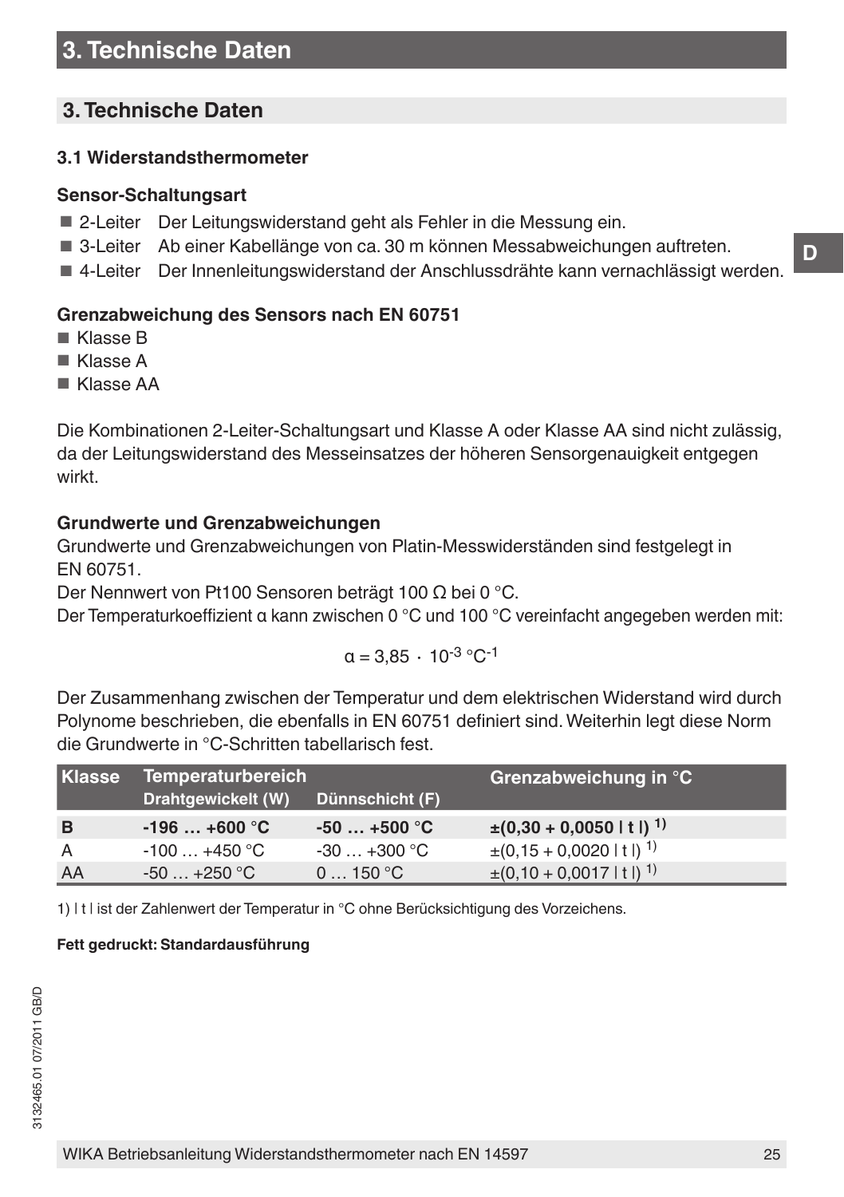## 3. Technische Daten

### 3.1 Widerstandsthermometer

**Sensor-Schaltungsart**

- 2-Leiter Der Leitungswiderstand geht als Fehler in die Messung ein.
- 3-Leiter Ab einer Kabellänge von ca. 30 m können Messabweichungen auftreten.
- 4-Leiter Der Innenleitungswiderstand der Anschlussdrähte kann vernachlässigt werden.

**Grenzabweichung des Sensors nach EN 60751**

- Klasse B
- Klasse A
- Klasse AA

Die Kombinationen 2-Leiter-Schaltungsart und Klasse A oder Klasse AA sind nicht zulässig, da der Leitungswiderstand des Messeinsatzes der höheren Sensorgenauigkeit entgegen wirkt.

**Grundwerte und Grenzabweichungen**

Grundwerte und Grenzabweichungen von Platin-Messwiderständen sind festgelegt in EN 60751.
Der Nennwert von Pt100 Sensoren beträgt 100 Ω bei 0 °C.
Der Temperaturkoeffizient α kann zwischen 0 °C und 100 °C vereinfacht angegeben werden mit:

$$\alpha = 3{,}85 \cdot 10^{-3}\ °C^{-1}$$

Der Zusammenhang zwischen der Temperatur und dem elektrischen Widerstand wird durch Polynome beschrieben, die ebenfalls in EN 60751 definiert sind. Weiterhin legt diese Norm die Grundwerte in °C-Schritten tabellarisch fest.

| Klasse | Temperaturbereich | | Grenzabweichung in °C |
|---|---|---|---|
| | Drahtgewickelt (W) | Dünnschicht (F) | |
| **B** | **-196 … +600 °C** | **-50 … +500 °C** | **±(0,30 + 0,0050 \| t \|)** [1] |
| A | -100 … +450 °C | -30 … +300 °C | ±(0,15 + 0,0020 \| t \|) [1] |
| AA | -50 … +250 °C | 0 … 150 °C | ±(0,10 + 0,0017 \| t \|) [1] |

1) | t | ist der Zahlenwert der Temperatur in °C ohne Berücksichtigung des Vorzeichens.

**Fett gedruckt: Standardausführung**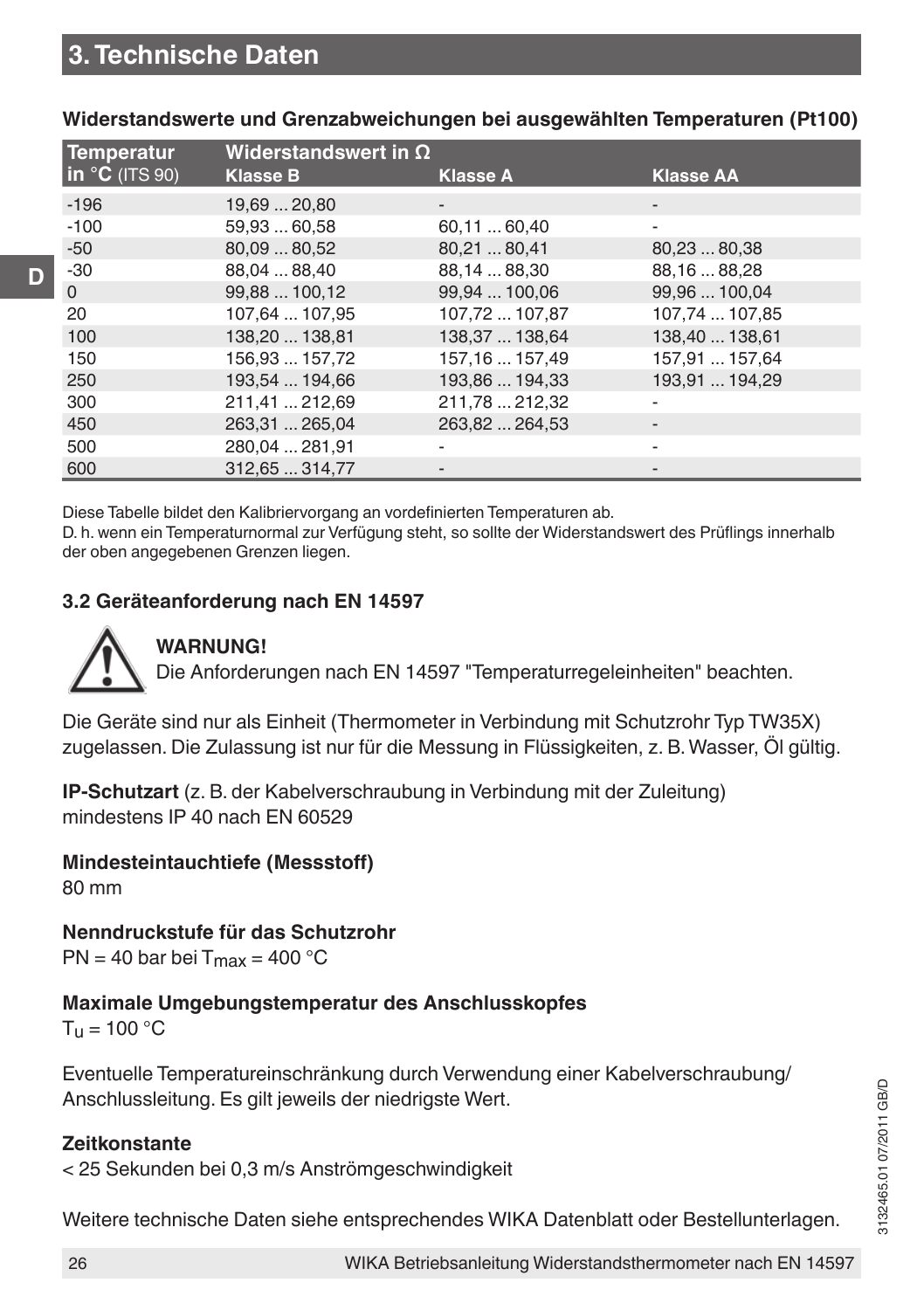## 3. Technische Daten

**Widerstandswerte und Grenzabweichungen bei ausgewählten Temperaturen (Pt100)**

| Temperatur in °C (ITS 90) | Widerstandswert in Ω | | |
|---|---|---|---|
| | Klasse B | Klasse A | Klasse AA |
| -196 | 19,69 ... 20,80 | - | - |
| -100 | 59,93 ... 60,58 | 60,11 ... 60,40 | - |
| -50 | 80,09 ... 80,52 | 80,21 ... 80,41 | 80,23 ... 80,38 |
| -30 | 88,04 ... 88,40 | 88,14 ... 88,30 | 88,16 ... 88,28 |
| 0 | 99,88 ... 100,12 | 99,94 ... 100,06 | 99,96 ... 100,04 |
| 20 | 107,64 ... 107,95 | 107,72 ... 107,87 | 107,74 ... 107,85 |
| 100 | 138,20 ... 138,81 | 138,37 ... 138,64 | 138,40 ... 138,61 |
| 150 | 156,93 ... 157,72 | 157,16 ... 157,49 | 157,91 ... 157,64 |
| 250 | 193,54 ... 194,66 | 193,86 ... 194,33 | 193,91 ... 194,29 |
| 300 | 211,41 ... 212,69 | 211,78 ... 212,32 | - |
| 450 | 263,31 ... 265,04 | 263,82 ... 264,53 | - |
| 500 | 280,04 ... 281,91 | - | - |
| 600 | 312,65 ... 314,77 | - | - |

Diese Tabelle bildet den Kalibriervorgang an vordefinierten Temperaturen ab.
D. h. wenn ein Temperaturnormal zur Verfügung steht, so sollte der Widerstandswert des Prüflings innerhalb der oben angegebenen Grenzen liegen.

### 3.2 Geräteanforderung nach EN 14597

**WARNUNG!**
Die Anforderungen nach EN 14597 "Temperaturregeleinheiten" beachten.

Die Geräte sind nur als Einheit (Thermometer in Verbindung mit Schutzrohr Typ TW35X) zugelassen. Die Zulassung ist nur für die Messung in Flüssigkeiten, z. B. Wasser, Öl gültig.

**IP-Schutzart** (z. B. der Kabelverschraubung in Verbindung mit der Zuleitung)
mindestens IP 40 nach EN 60529

**Mindesteintauchtiefe (Messstoff)**
80 mm

**Nenndruckstufe für das Schutzrohr**
PN = 40 bar bei $T_{max}$ = 400 °C

**Maximale Umgebungstemperatur des Anschlusskopfes**
$T_u$ = 100 °C

Eventuelle Temperatureinschränkung durch Verwendung einer Kabelverschraubung/ Anschlussleitung. Es gilt jeweils der niedrigste Wert.

**Zeitkonstante**
< 25 Sekunden bei 0,3 m/s Anströmgeschwindigkeit

Weitere technische Daten siehe entsprechendes WIKA Datenblatt oder Bestellunterlagen.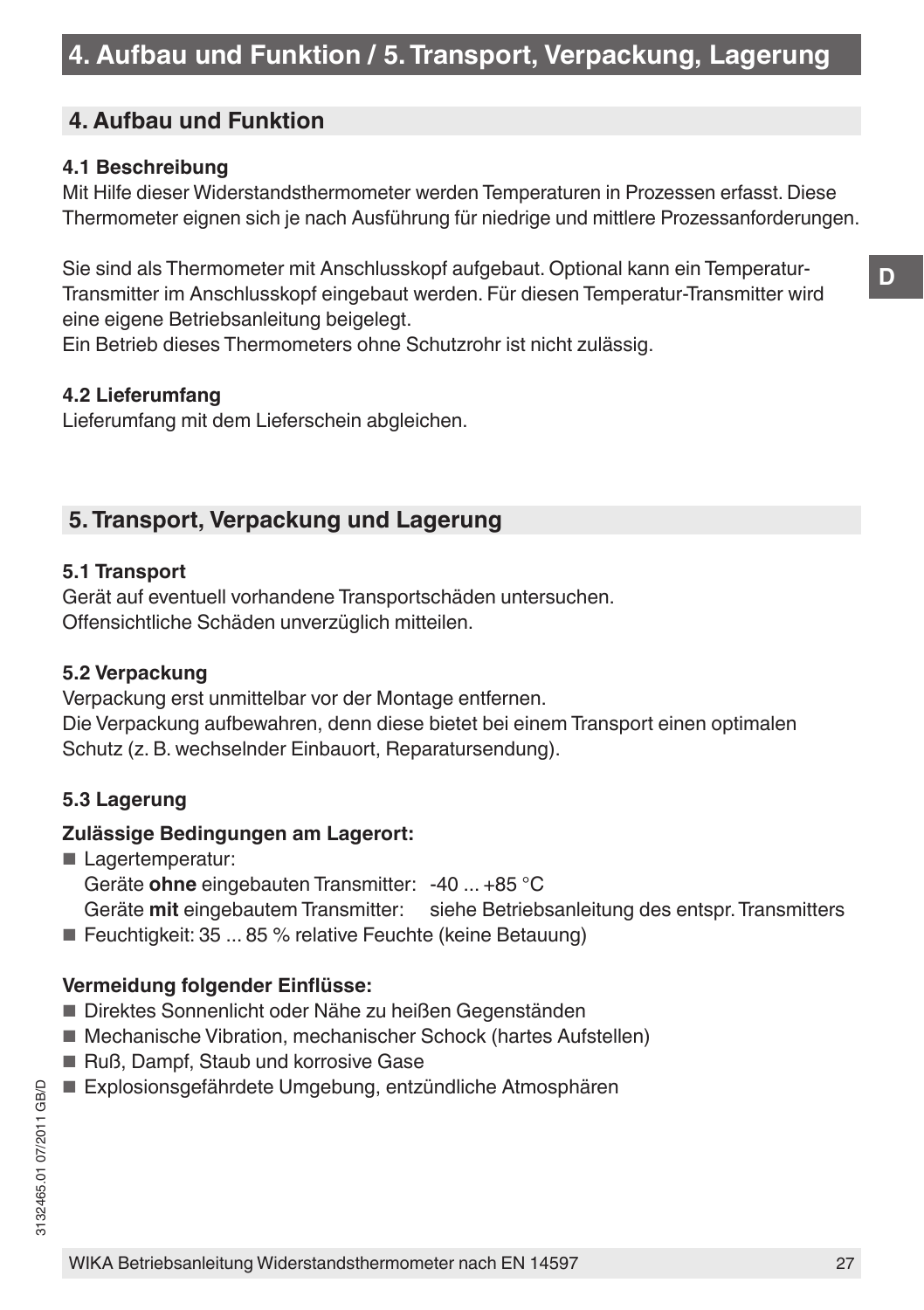# 4. Aufbau und Funktion / 5. Transport, Verpackung, Lagerung

## 4. Aufbau und Funktion

### 4.1 Beschreibung

Mit Hilfe dieser Widerstandsthermometer werden Temperaturen in Prozessen erfasst. Diese Thermometer eignen sich je nach Ausführung für niedrige und mittlere Prozessanforderungen.

Sie sind als Thermometer mit Anschlusskopf aufgebaut. Optional kann ein Temperatur-Transmitter im Anschlusskopf eingebaut werden. Für diesen Temperatur-Transmitter wird eine eigene Betriebsanleitung beigelegt.
Ein Betrieb dieses Thermometers ohne Schutzrohr ist nicht zulässig.

### 4.2 Lieferumfang

Lieferumfang mit dem Lieferschein abgleichen.

## 5. Transport, Verpackung und Lagerung

### 5.1 Transport

Gerät auf eventuell vorhandene Transportschäden untersuchen.
Offensichtliche Schäden unverzüglich mitteilen.

### 5.2 Verpackung

Verpackung erst unmittelbar vor der Montage entfernen.
Die Verpackung aufbewahren, denn diese bietet bei einem Transport einen optimalen Schutz (z. B. wechselnder Einbauort, Reparatursendung).

### 5.3 Lagerung

**Zulässige Bedingungen am Lagerort:**

- Lagertemperatur:
  Geräte **ohne** eingebauten Transmitter: -40 ... +85 °C
  Geräte **mit** eingebautem Transmitter: siehe Betriebsanleitung des entspr. Transmitters
- Feuchtigkeit: 35 ... 85 % relative Feuchte (keine Betauung)

**Vermeidung folgender Einflüsse:**

- Direktes Sonnenlicht oder Nähe zu heißen Gegenständen
- Mechanische Vibration, mechanischer Schock (hartes Aufstellen)
- Ruß, Dampf, Staub und korrosive Gase
- Explosionsgefährdete Umgebung, entzündliche Atmosphären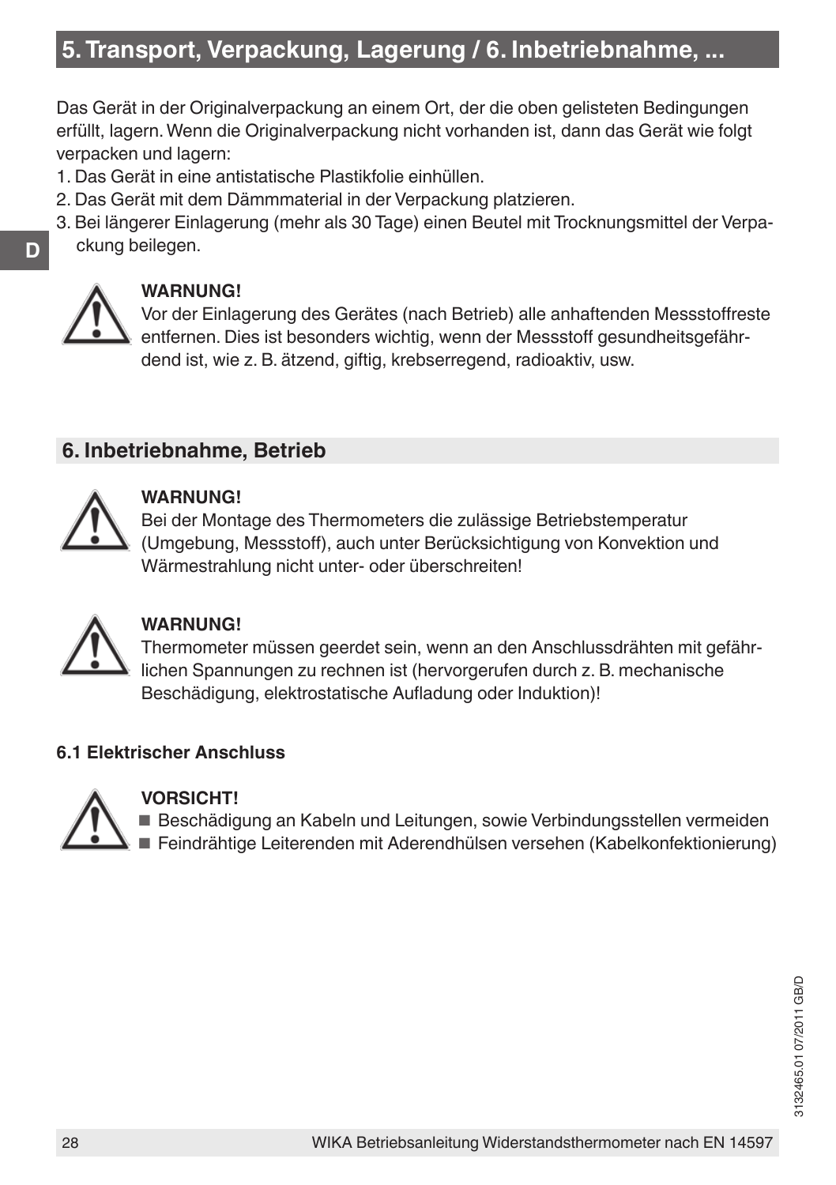## 5. Transport, Verpackung, Lagerung / 6. Inbetriebnahme, ...

Das Gerät in der Originalverpackung an einem Ort, der die oben gelisteten Bedingungen erfüllt, lagern. Wenn die Originalverpackung nicht vorhanden ist, dann das Gerät wie folgt verpacken und lagern:

1. Das Gerät in eine antistatische Plastikfolie einhüllen.
2. Das Gerät mit dem Dämmmaterial in der Verpackung platzieren.
3. Bei längerer Einlagerung (mehr als 30 Tage) einen Beutel mit Trocknungsmittel der Verpackung beilegen.

**WARNUNG!**
Vor der Einlagerung des Gerätes (nach Betrieb) alle anhaftenden Messstoffreste entfernen. Dies ist besonders wichtig, wenn der Messstoff gesundheitsgefährdend ist, wie z. B. ätzend, giftig, krebserregend, radioaktiv, usw.

## 6. Inbetriebnahme, Betrieb

**WARNUNG!**
Bei der Montage des Thermometers die zulässige Betriebstemperatur (Umgebung, Messstoff), auch unter Berücksichtigung von Konvektion und Wärmestrahlung nicht unter- oder überschreiten!

**WARNUNG!**
Thermometer müssen geerdet sein, wenn an den Anschlussdrähten mit gefährlichen Spannungen zu rechnen ist (hervorgerufen durch z. B. mechanische Beschädigung, elektrostatische Aufladung oder Induktion)!

### 6.1 Elektrischer Anschluss

**VORSICHT!**

- Beschädigung an Kabeln und Leitungen, sowie Verbindungsstellen vermeiden
- Feindrähtige Leiterenden mit Aderendhülsen versehen (Kabelkonfektionierung)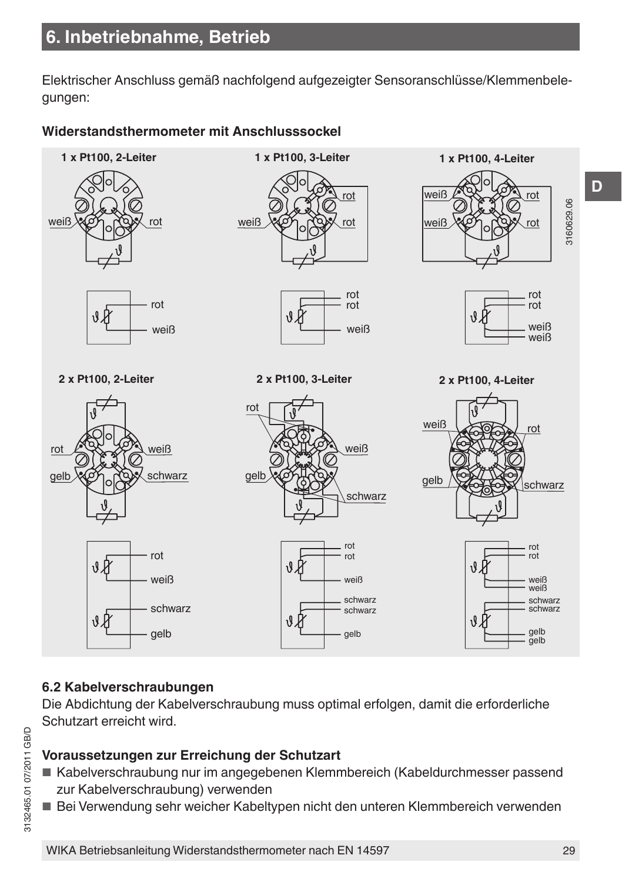## 6. Inbetriebnahme, Betrieb

Elektrischer Anschluss gemäß nachfolgend aufgezeigter Sensoranschlüsse/Klemmenbelegungen:

**Widerstandsthermometer mit Anschlusssockel**

1 x Pt100, 2-Leiter

1 x Pt100, 3-Leiter

1 x Pt100, 4-Leiter

2 x Pt100, 2-Leiter

2 x Pt100, 3-Leiter

2 x Pt100, 4-Leiter

3160629.06

### 6.2 Kabelverschraubungen

Die Abdichtung der Kabelverschraubung muss optimal erfolgen, damit die erforderliche Schutzart erreicht wird.

**Voraussetzungen zur Erreichung der Schutzart**

- Kabelverschraubung nur im angegebenen Klemmbereich (Kabeldurchmesser passend zur Kabelverschraubung) verwenden
- Bei Verwendung sehr weicher Kabeltypen nicht den unteren Klemmbereich verwenden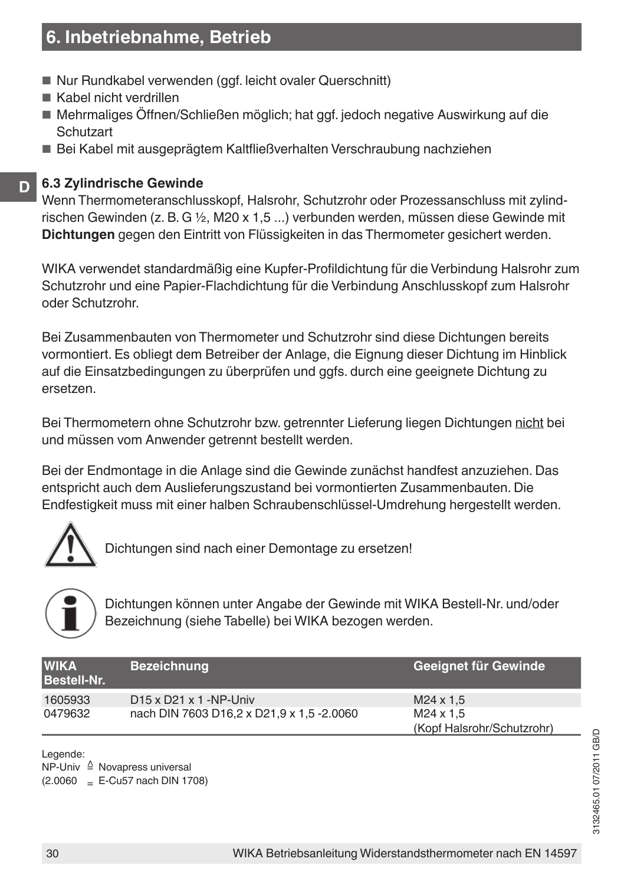## 6. Inbetriebnahme, Betrieb

- Nur Rundkabel verwenden (ggf. leicht ovaler Querschnitt)
- Kabel nicht verdrillen
- Mehrmaliges Öffnen/Schließen möglich; hat ggf. jedoch negative Auswirkung auf die Schutzart
- Bei Kabel mit ausgeprägtem Kaltfließverhalten Verschraubung nachziehen

### 6.3 Zylindrische Gewinde

Wenn Thermometeranschlusskopf, Halsrohr, Schutzrohr oder Prozessanschluss mit zylindrischen Gewinden (z. B. G ½, M20 x 1,5 ...) verbunden werden, müssen diese Gewinde mit **Dichtungen** gegen den Eintritt von Flüssigkeiten in das Thermometer gesichert werden.

WIKA verwendet standardmäßig eine Kupfer-Profildichtung für die Verbindung Halsrohr zum Schutzrohr und eine Papier-Flachdichtung für die Verbindung Anschlusskopf zum Halsrohr oder Schutzrohr.

Bei Zusammenbauten von Thermometer und Schutzrohr sind diese Dichtungen bereits vormontiert. Es obliegt dem Betreiber der Anlage, die Eignung dieser Dichtung im Hinblick auf die Einsatzbedingungen zu überprüfen und ggfs. durch eine geeignete Dichtung zu ersetzen.

Bei Thermometern ohne Schutzrohr bzw. getrennter Lieferung liegen Dichtungen nicht bei und müssen vom Anwender getrennt bestellt werden.

Bei der Endmontage in die Anlage sind die Gewinde zunächst handfest anzuziehen. Das entspricht auch dem Auslieferungszustand bei vormontierten Zusammenbauten. Die Endfestigkeit muss mit einer halben Schraubenschlüssel-Umdrehung hergestellt werden.

Dichtungen sind nach einer Demontage zu ersetzen!

Dichtungen können unter Angabe der Gewinde mit WIKA Bestell-Nr. und/oder Bezeichnung (siehe Tabelle) bei WIKA bezogen werden.

| WIKA Bestell-Nr. | Bezeichnung | Geeignet für Gewinde |
|---|---|---|
| 1605933 | D15 x D21 x 1 -NP-Univ | M24 x 1,5 |
| 0479632 | nach DIN 7603 D16,2 x D21,9 x 1,5 -2.0060 | M24 x 1,5 (Kopf Halsrohr/Schutzrohr) |

Legende:
NP-Univ ≙ Novapress universal
(2.0060 = E-Cu57 nach DIN 1708)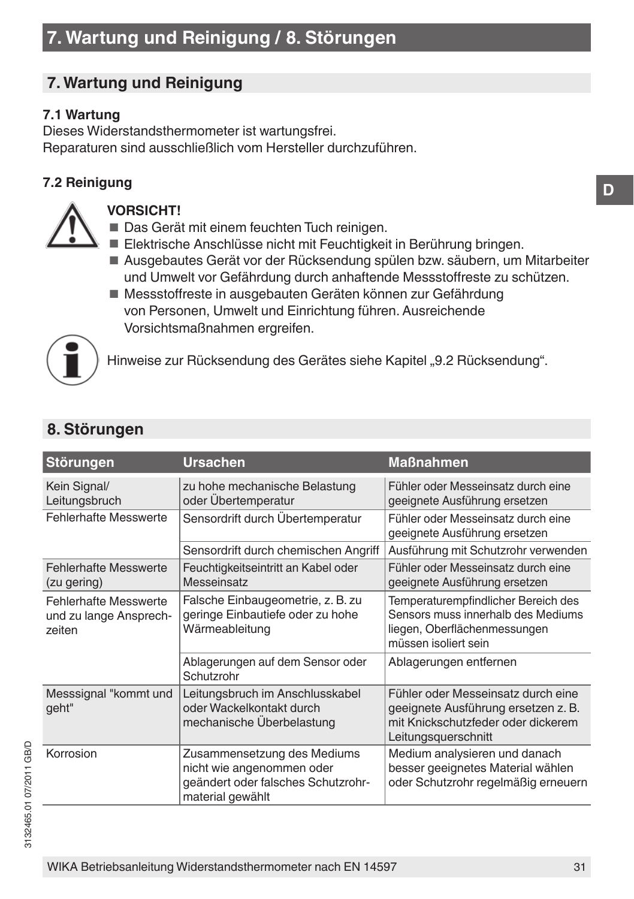# 7. Wartung und Reinigung / 8. Störungen

## 7. Wartung und Reinigung

### 7.1 Wartung

Dieses Widerstandsthermometer ist wartungsfrei.
Reparaturen sind ausschließlich vom Hersteller durchzuführen.

### 7.2 Reinigung

**VORSICHT!**

- Das Gerät mit einem feuchten Tuch reinigen.
- Elektrische Anschlüsse nicht mit Feuchtigkeit in Berührung bringen.
- Ausgebautes Gerät vor der Rücksendung spülen bzw. säubern, um Mitarbeiter und Umwelt vor Gefährdung durch anhaftende Messstoffreste zu schützen.
- Messstoffreste in ausgebauten Geräten können zur Gefährdung von Personen, Umwelt und Einrichtung führen. Ausreichende Vorsichtsmaßnahmen ergreifen.

Hinweise zur Rücksendung des Gerätes siehe Kapitel „9.2 Rücksendung".

## 8. Störungen

| Störungen | Ursachen | Maßnahmen |
|---|---|---|
| Kein Signal/ Leitungsbruch | zu hohe mechanische Belastung oder Übertemperatur | Fühler oder Messeinsatz durch eine geeignete Ausführung ersetzen |
| Fehlerhafte Messwerte | Sensordrift durch Übertemperatur | Fühler oder Messeinsatz durch eine geeignete Ausführung ersetzen |
| | Sensordrift durch chemischen Angriff | Ausführung mit Schutzrohr verwenden |
| Fehlerhafte Messwerte (zu gering) | Feuchtigkeitseintritt an Kabel oder Messeinsatz | Fühler oder Messeinsatz durch eine geeignete Ausführung ersetzen |
| Fehlerhafte Messwerte und zu lange Ansprechzeiten | Falsche Einbaugeometrie, z. B. zu geringe Einbautiefe oder zu hohe Wärmeableitung | Temperaturempfindlicher Bereich des Sensors muss innerhalb des Mediums liegen, Oberflächenmessungen müssen isoliert sein |
| | Ablagerungen auf dem Sensor oder Schutzrohr | Ablagerungen entfernen |
| Messsignal "kommt und geht" | Leitungsbruch im Anschlusskabel oder Wackelkontakt durch mechanische Überbelastung | Fühler oder Messeinsatz durch eine geeignete Ausführung ersetzen z. B. mit Knickschutzfeder oder dickerem Leitungsquerschnitt |
| Korrosion | Zusammensetzung des Mediums nicht wie angenommen oder geändert oder falsches Schutzrohrmaterial gewählt | Medium analysieren und danach besser geeignetes Material wählen oder Schutzrohr regelmäßig erneuern |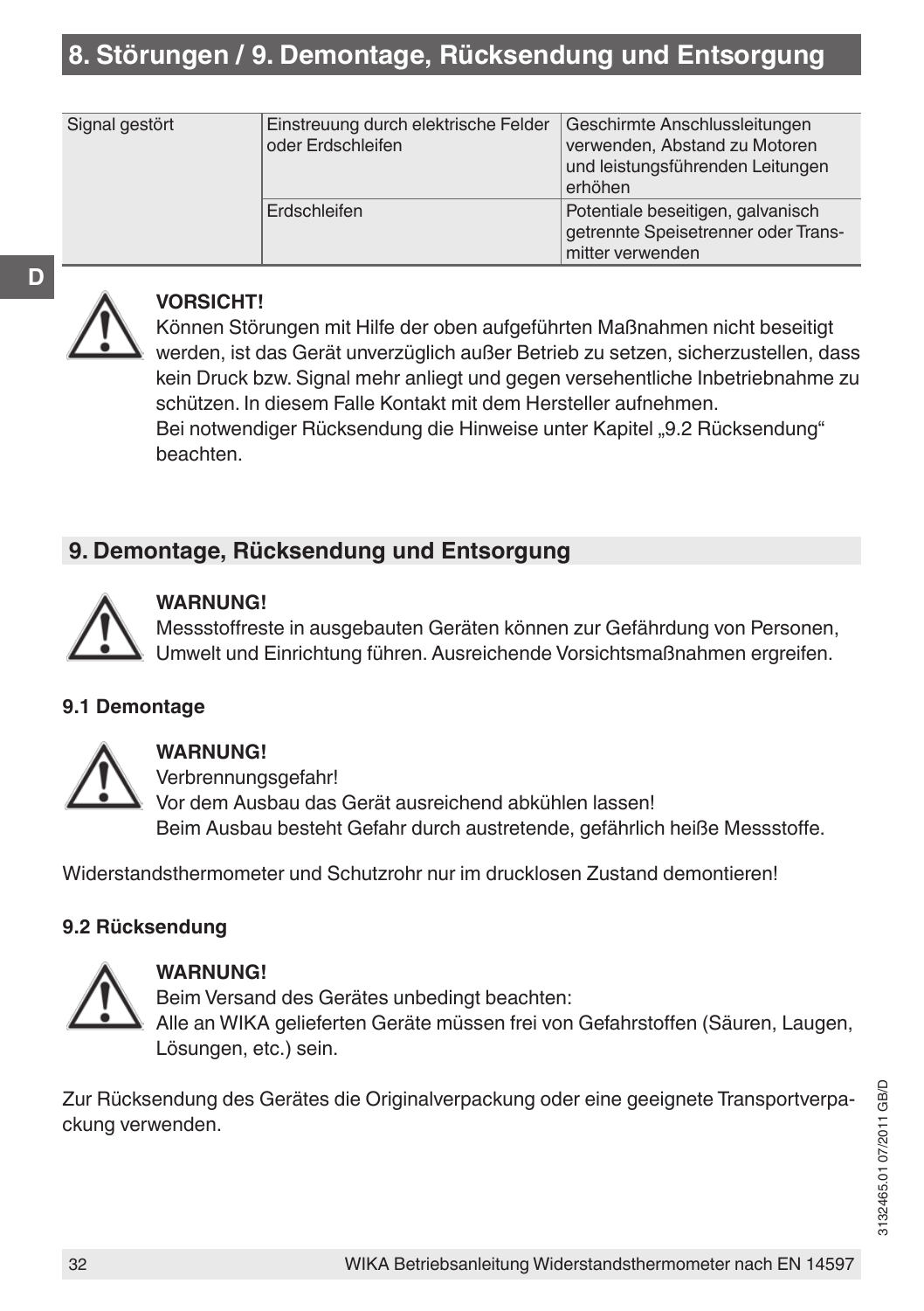# 8. Störungen / 9. Demontage, Rücksendung und Entsorgung

| | | |
|---|---|---|
| Signal gestört | Einstreuung durch elektrische Felder oder Erdschleifen | Geschirmte Anschlussleitungen verwenden, Abstand zu Motoren und leistungsführenden Leitungen erhöhen |
| | Erdschleifen | Potentiale beseitigen, galvanisch getrennte Speisetrenner oder Transmitter verwenden |

**VORSICHT!**
Können Störungen mit Hilfe der oben aufgeführten Maßnahmen nicht beseitigt werden, ist das Gerät unverzüglich außer Betrieb zu setzen, sicherzustellen, dass kein Druck bzw. Signal mehr anliegt und gegen versehentliche Inbetriebnahme zu schützen. In diesem Falle Kontakt mit dem Hersteller aufnehmen.
Bei notwendiger Rücksendung die Hinweise unter Kapitel „9.2 Rücksendung“ beachten.

## 9. Demontage, Rücksendung und Entsorgung

**WARNUNG!**
Messstoffreste in ausgebauten Geräten können zur Gefährdung von Personen, Umwelt und Einrichtung führen. Ausreichende Vorsichtsmaßnahmen ergreifen.

### 9.1 Demontage

**WARNUNG!**
Verbrennungsgefahr!
Vor dem Ausbau das Gerät ausreichend abkühlen lassen!
Beim Ausbau besteht Gefahr durch austretende, gefährlich heiße Messstoffe.

Widerstandsthermometer und Schutzrohr nur im drucklosen Zustand demontieren!

### 9.2 Rücksendung

**WARNUNG!**
Beim Versand des Gerätes unbedingt beachten:
Alle an WIKA gelieferten Geräte müssen frei von Gefahrstoffen (Säuren, Laugen, Lösungen, etc.) sein.

Zur Rücksendung des Gerätes die Originalverpackung oder eine geeignete Transportverpackung verwenden.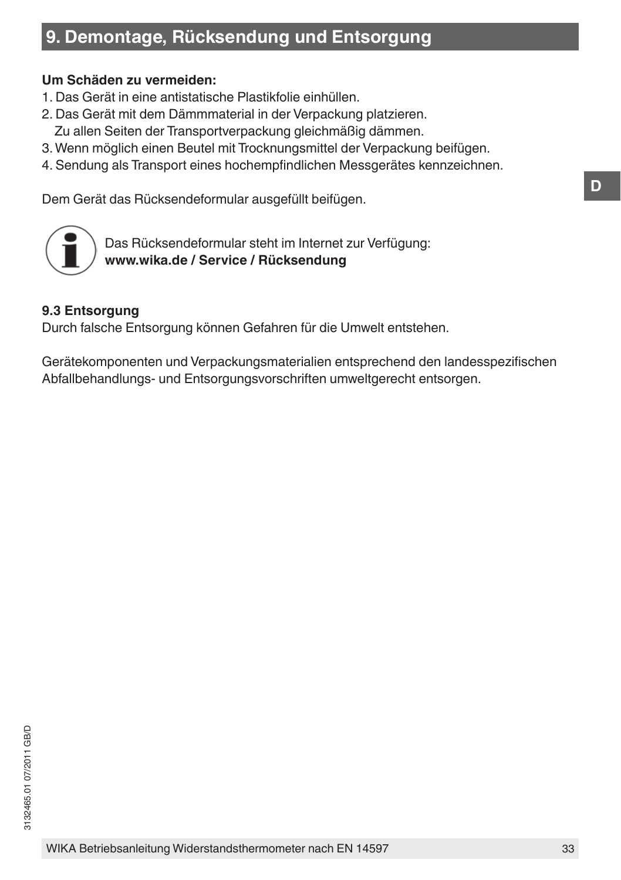## 9. Demontage, Rücksendung und Entsorgung

**Um Schäden zu vermeiden:**

1. Das Gerät in eine antistatische Plastikfolie einhüllen.
2. Das Gerät mit dem Dämmmaterial in der Verpackung platzieren.
   Zu allen Seiten der Transportverpackung gleichmäßig dämmen.
3. Wenn möglich einen Beutel mit Trocknungsmittel der Verpackung beifügen.
4. Sendung als Transport eines hochempfindlichen Messgerätes kennzeichnen.

Dem Gerät das Rücksendeformular ausgefüllt beifügen.

Das Rücksendeformular steht im Internet zur Verfügung:
**www.wika.de / Service / Rücksendung**

### 9.3 Entsorgung

Durch falsche Entsorgung können Gefahren für die Umwelt entstehen.

Gerätekomponenten und Verpackungsmaterialien entsprechend den landesspezifischen Abfallbehandlungs- und Entsorgungsvorschriften umweltgerecht entsorgen.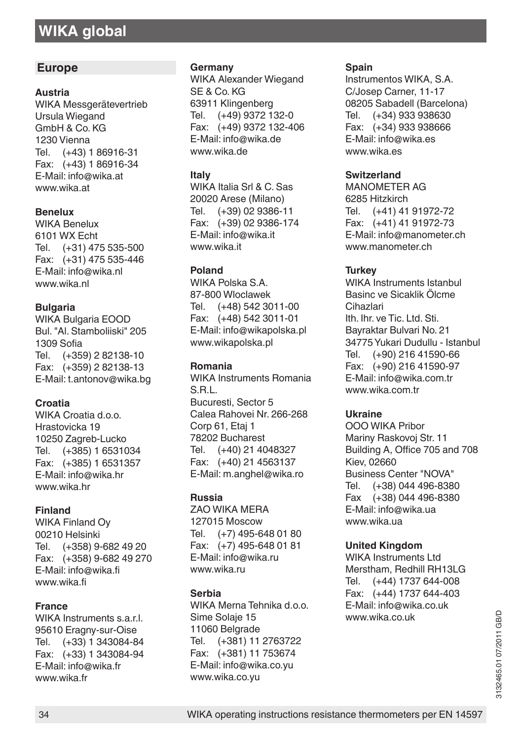# WIKA global

## Europe

**Austria**
WIKA Messgerätevertrieb
Ursula Wiegand
GmbH & Co. KG
1230 Vienna
Tel. (+43) 1 86916-31
Fax: (+43) 1 86916-34
E-Mail: info@wika.at
www.wika.at

**Benelux**
WIKA Benelux
6101 WX Echt
Tel. (+31) 475 535-500
Fax: (+31) 475 535-446
E-Mail: info@wika.nl
www.wika.nl

**Bulgaria**
WIKA Bulgaria EOOD
Bul. "Al. Stamboliiski" 205
1309 Sofia
Tel. (+359) 2 82138-10
Fax: (+359) 2 82138-13
E-Mail: t.antonov@wika.bg

**Croatia**
WIKA Croatia d.o.o.
Hrastovicka 19
10250 Zagreb-Lucko
Tel. (+385) 1 6531034
Fax: (+385) 1 6531357
E-Mail: info@wika.hr
www.wika.hr

**Finland**
WIKA Finland Oy
00210 Helsinki
Tel. (+358) 9-682 49 20
Fax: (+358) 9-682 49 270
E-Mail: info@wika.fi
www.wika.fi

**France**
WIKA Instruments s.a.r.l.
95610 Eragny-sur-Oise
Tel. (+33) 1 343084-84
Fax: (+33) 1 343084-94
E-Mail: info@wika.fr
www.wika.fr

**Germany**
WIKA Alexander Wiegand
SE & Co. KG
63911 Klingenberg
Tel. (+49) 9372 132-0
Fax: (+49) 9372 132-406
E-Mail: info@wika.de
www.wika.de

**Italy**
WIKA Italia Srl & C. Sas
20020 Arese (Milano)
Tel. (+39) 02 9386-11
Fax: (+39) 02 9386-174
E-Mail: info@wika.it
www.wika.it

**Poland**
WIKA Polska S.A.
87-800 Wloclawek
Tel. (+48) 542 3011-00
Fax: (+48) 542 3011-01
E-Mail: info@wikapolska.pl
www.wikapolska.pl

**Romania**
WIKA Instruments Romania
S.R.L.
Bucuresti, Sector 5
Calea Rahovei Nr. 266-268
Corp 61, Etaj 1
78202 Bucharest
Tel. (+40) 21 4048327
Fax: (+40) 21 4563137
E-Mail: m.anghel@wika.ro

**Russia**
ZAO WIKA MERA
127015 Moscow
Tel. (+7) 495-648 01 80
Fax: (+7) 495-648 01 81
E-Mail: info@wika.ru
www.wika.ru

**Serbia**
WIKA Merna Tehnika d.o.o.
Sime Solaje 15
11060 Belgrade
Tel. (+381) 11 2763722
Fax: (+381) 11 753674
E-Mail: info@wika.co.yu
www.wika.co.yu

**Spain**
Instrumentos WIKA, S.A.
C/Josep Carner, 11-17
08205 Sabadell (Barcelona)
Tel. (+34) 933 938630
Fax: (+34) 933 938666
E-Mail: info@wika.es
www.wika.es

**Switzerland**
MANOMETER AG
6285 Hitzkirch
Tel. (+41) 41 91972-72
Fax: (+41) 41 91972-73
E-Mail: info@manometer.ch
www.manometer.ch

**Turkey**
WIKA Instruments Istanbul
Basinc ve Sicaklik Ölcme
Cihazlari
Ith. Ihr. ve Tic. Ltd. Sti.
Bayraktar Bulvari No. 21
34775 Yukari Dudullu - Istanbul
Tel. (+90) 216 41590-66
Fax: (+90) 216 41590-97
E-Mail: info@wika.com.tr
www.wika.com.tr

**Ukraine**
OOO WIKA Pribor
Mariny Raskovoj Str. 11
Building A, Office 705 and 708
Kiev, 02660
Business Center "NOVA"
Tel. (+38) 044 496-8380
Fax (+38) 044 496-8380
E-Mail: info@wika.ua
www.wika.ua

**United Kingdom**
WIKA Instruments Ltd
Merstham, Redhill RH13LG
Tel. (+44) 1737 644-008
Fax: (+44) 1737 644-403
E-Mail: info@wika.co.uk
www.wika.co.uk

3132465.01 07/2011 GB/D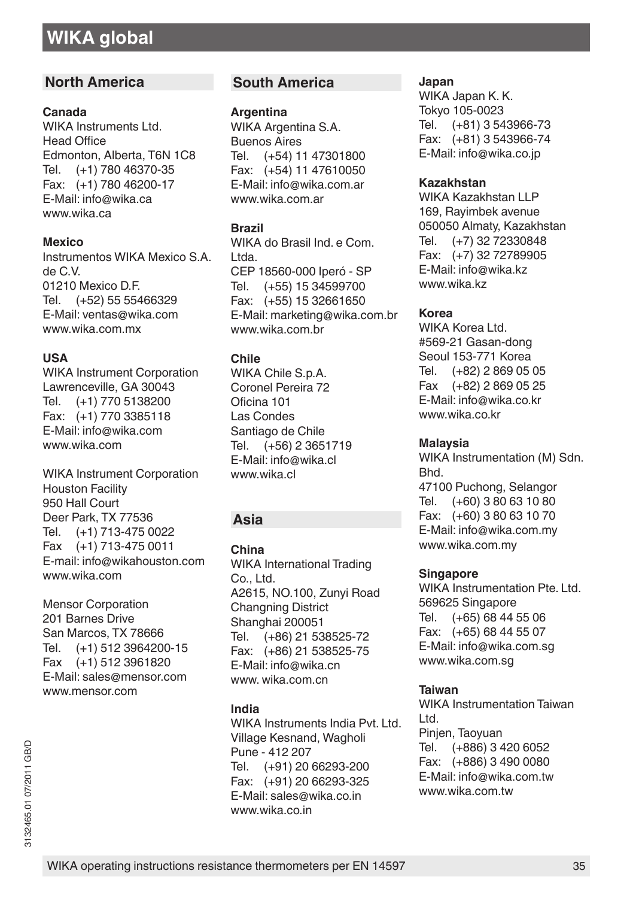# WIKA global

## North America

**Canada**
WIKA Instruments Ltd.
Head Office
Edmonton, Alberta, T6N 1C8
Tel. (+1) 780 46370-35
Fax: (+1) 780 46200-17
E-Mail: info@wika.ca
www.wika.ca

**Mexico**
Instrumentos WIKA Mexico S.A. de C.V.
01210 Mexico D.F.
Tel. (+52) 55 55466329
E-Mail: ventas@wika.com
www.wika.com.mx

**USA**
WIKA Instrument Corporation
Lawrenceville, GA 30043
Tel. (+1) 770 5138200
Fax: (+1) 770 3385118
E-Mail: info@wika.com
www.wika.com

WIKA Instrument Corporation
Houston Facility
950 Hall Court
Deer Park, TX 77536
Tel. (+1) 713-475 0022
Fax (+1) 713-475 0011
E-mail: info@wikahouston.com
www.wika.com

Mensor Corporation
201 Barnes Drive
San Marcos, TX 78666
Tel. (+1) 512 3964200-15
Fax (+1) 512 3961820
E-Mail: sales@mensor.com
www.mensor.com

## South America

**Argentina**
WIKA Argentina S.A.
Buenos Aires
Tel. (+54) 11 47301800
Fax: (+54) 11 47610050
E-Mail: info@wika.com.ar
www.wika.com.ar

**Brazil**
WIKA do Brasil Ind. e Com. Ltda.
CEP 18560-000 Iperó - SP
Tel. (+55) 15 34599700
Fax: (+55) 15 32661650
E-Mail: marketing@wika.com.br
www.wika.com.br

**Chile**
WIKA Chile S.p.A.
Coronel Pereira 72
Oficina 101
Las Condes
Santiago de Chile
Tel. (+56) 2 3651719
E-Mail: info@wika.cl
www.wika.cl

## Asia

**China**
WIKA International Trading Co., Ltd.
A2615, NO.100, Zunyi Road
Changning District
Shanghai 200051
Tel. (+86) 21 538525-72
Fax: (+86) 21 538525-75
E-Mail: info@wika.cn
www. wika.com.cn

**India**
WIKA Instruments India Pvt. Ltd.
Village Kesnand, Wagholi
Pune - 412 207
Tel. (+91) 20 66293-200
Fax: (+91) 20 66293-325
E-Mail: sales@wika.co.in
www.wika.co.in

**Japan**
WIKA Japan K. K.
Tokyo 105-0023
Tel. (+81) 3 543966-73
Fax: (+81) 3 543966-74
E-Mail: info@wika.co.jp

**Kazakhstan**
WIKA Kazakhstan LLP
169, Rayimbek avenue
050050 Almaty, Kazakhstan
Tel. (+7) 32 72330848
Fax: (+7) 32 72789905
E-Mail: info@wika.kz
www.wika.kz

**Korea**
WIKA Korea Ltd.
#569-21 Gasan-dong
Seoul 153-771 Korea
Tel. (+82) 2 869 05 05
Fax (+82) 2 869 05 25
E-Mail: info@wika.co.kr
www.wika.co.kr

**Malaysia**
WIKA Instrumentation (M) Sdn. Bhd.
47100 Puchong, Selangor
Tel. (+60) 3 80 63 10 80
Fax: (+60) 3 80 63 10 70
E-Mail: info@wika.com.my
www.wika.com.my

**Singapore**
WIKA Instrumentation Pte. Ltd.
569625 Singapore
Tel. (+65) 68 44 55 06
Fax: (+65) 68 44 55 07
E-Mail: info@wika.com.sg
www.wika.com.sg

**Taiwan**
WIKA Instrumentation Taiwan Ltd.
Pinjen, Taoyuan
Tel. (+886) 3 420 6052
Fax: (+886) 3 490 0080
E-Mail: info@wika.com.tw
www.wika.com.tw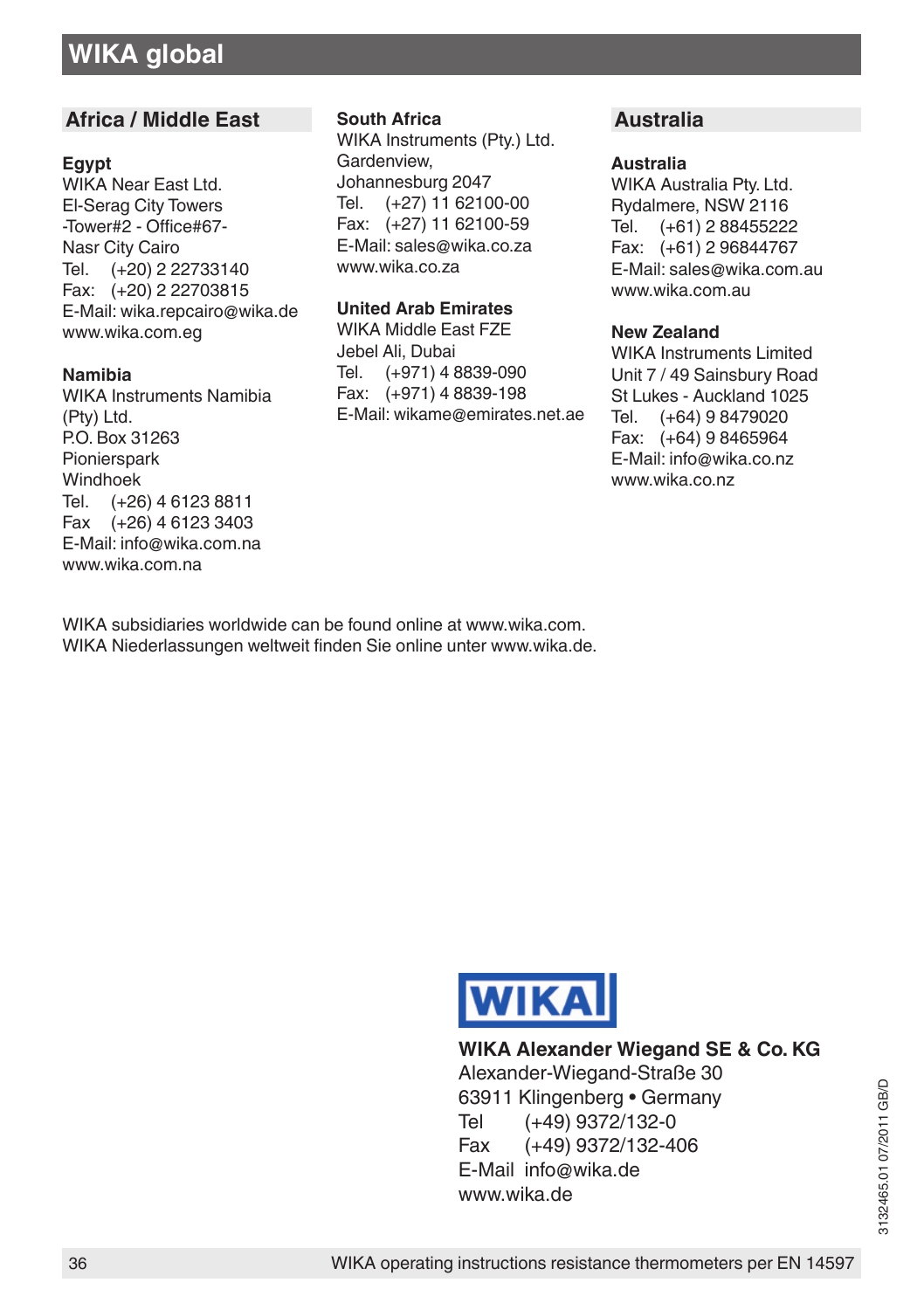# WIKA global

## Africa / Middle East

**Egypt**
WIKA Near East Ltd.
El-Serag City Towers
-Tower#2 - Office#67-
Nasr City Cairo
Tel. (+20) 2 22733140
Fax: (+20) 2 22703815
E-Mail: wika.repcairo@wika.de
www.wika.com.eg

**Namibia**
WIKA Instruments Namibia
(Pty) Ltd.
P.O. Box 31263
Pionierspark
Windhoek
Tel. (+26) 4 6123 8811
Fax (+26) 4 6123 3403
E-Mail: info@wika.com.na
www.wika.com.na

**South Africa**
WIKA Instruments (Pty.) Ltd.
Gardenview,
Johannesburg 2047
Tel. (+27) 11 62100-00
Fax: (+27) 11 62100-59
E-Mail: sales@wika.co.za
www.wika.co.za

**United Arab Emirates**
WIKA Middle East FZE
Jebel Ali, Dubai
Tel. (+971) 4 8839-090
Fax: (+971) 4 8839-198
E-Mail: wikame@emirates.net.ae

## Australia

**Australia**
WIKA Australia Pty. Ltd.
Rydalmere, NSW 2116
Tel. (+61) 2 88455222
Fax: (+61) 2 96844767
E-Mail: sales@wika.com.au
www.wika.com.au

**New Zealand**
WIKA Instruments Limited
Unit 7 / 49 Sainsbury Road
St Lukes - Auckland 1025
Tel. (+64) 9 8479020
Fax: (+64) 9 8465964
E-Mail: info@wika.co.nz
www.wika.co.nz

WIKA subsidiaries worldwide can be found online at www.wika.com.
WIKA Niederlassungen weltweit finden Sie online unter www.wika.de.

WIKA

**WIKA Alexander Wiegand SE & Co. KG**
Alexander-Wiegand-Straße 30
63911 Klingenberg • Germany
Tel (+49) 9372/132-0
Fax (+49) 9372/132-406
E-Mail info@wika.de
www.wika.de

3132465.01 07/2011 GB/D